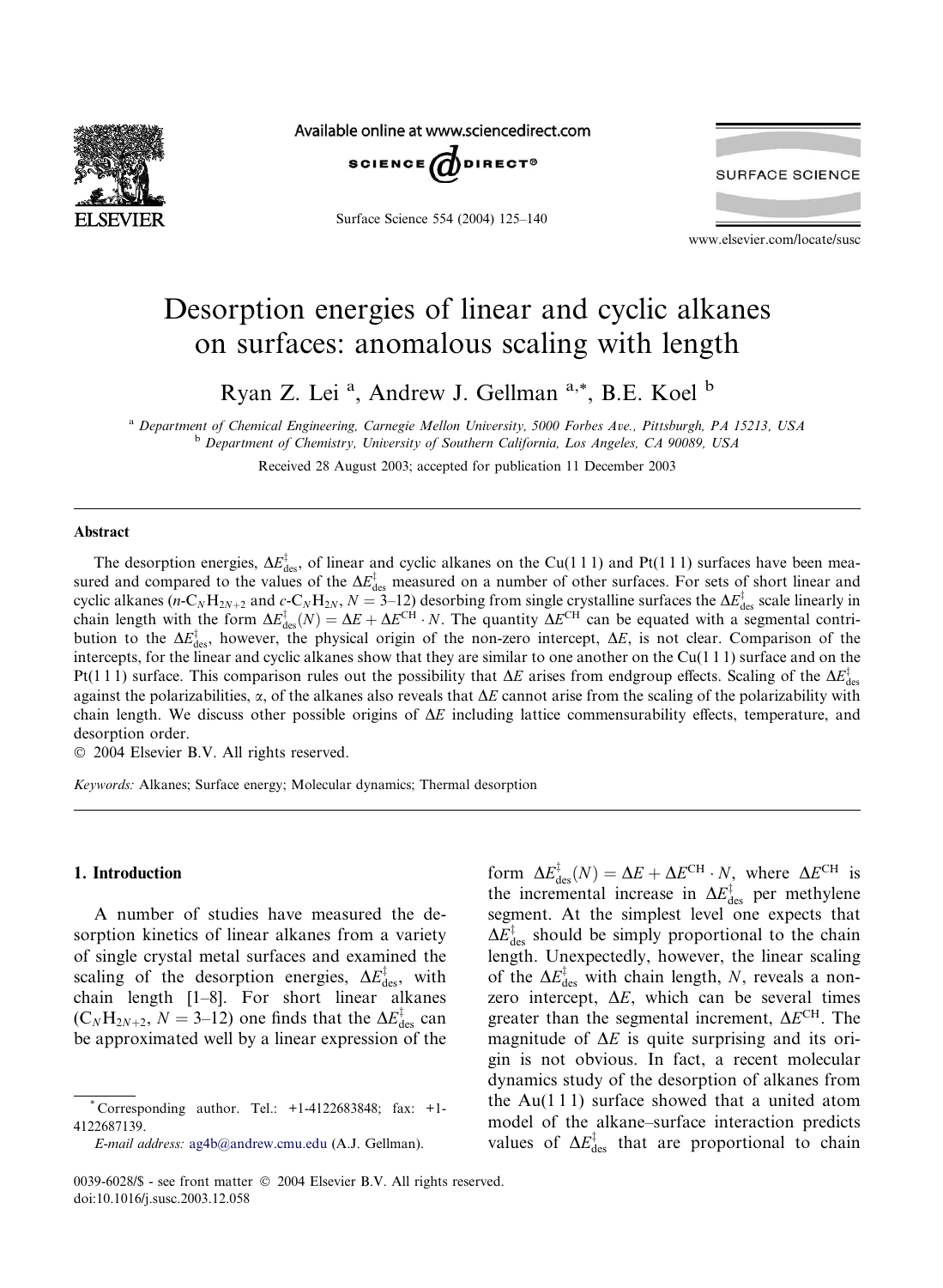# Desorption energies of linear and cyclic alkanes on surfaces: anomalous scaling with length

Ryan Z. Lei [a], Andrew J. Gellman [a,*], B.E. Koel [b]

[a] Department of Chemical Engineering, Carnegie Mellon University, 5000 Forbes Ave., Pittsburgh, PA 15213, USA
[b] Department of Chemistry, University of Southern California, Los Angeles, CA 90089, USA

Received 28 August 2003; accepted for publication 11 December 2003

## Abstract

The desorption energies, $\Delta E^{\ddagger}_{des}$, of linear and cyclic alkanes on the Cu(1 1 1) and Pt(1 1 1) surfaces have been measured and compared to the values of the $\Delta E^{\ddagger}_{des}$ measured on a number of other surfaces. For sets of short linear and cyclic alkanes ($n$-$C_NH_{2N+2}$ and $c$-$C_NH_{2N}$, $N = 3$–12) desorbing from single crystalline surfaces the $\Delta E^{\ddagger}_{des}$ scale linearly in chain length with the form $\Delta E^{\ddagger}_{des}(N) = \Delta E + \Delta E^{CH} \cdot N$. The quantity $\Delta E^{CH}$ can be equated with a segmental contribution to the $\Delta E^{\ddagger}_{des}$, however, the physical origin of the non-zero intercept, $\Delta E$, is not clear. Comparison of the intercepts, for the linear and cyclic alkanes show that they are similar to one another on the Cu(1 1 1) surface and on the Pt(1 1 1) surface. This comparison rules out the possibility that $\Delta E$ arises from endgroup effects. Scaling of the $\Delta E^{\ddagger}_{des}$ against the polarizabilities, $\alpha$, of the alkanes also reveals that $\Delta E$ cannot arise from the scaling of the polarizability with chain length. We discuss other possible origins of $\Delta E$ including lattice commensurability effects, temperature, and desorption order.

© 2004 Elsevier B.V. All rights reserved.

*Keywords:* Alkanes; Surface energy; Molecular dynamics; Thermal desorption

## 1. Introduction

A number of studies have measured the desorption kinetics of linear alkanes from a variety of single crystal metal surfaces and examined the scaling of the desorption energies, $\Delta E^{\ddagger}_{des}$, with chain length [1–8]. For short linear alkanes ($C_NH_{2N+2}$, $N = 3$–12) one finds that the $\Delta E^{\ddagger}_{des}$ can be approximated well by a linear expression of the form $\Delta E^{\ddagger}_{des}(N) = \Delta E + \Delta E^{CH} \cdot N$, where $\Delta E^{CH}$ is the incremental increase in $\Delta E^{\ddagger}_{des}$ per methylene segment. At the simplest level one expects that $\Delta E^{\ddagger}_{des}$ should be simply proportional to the chain length. Unexpectedly, however, the linear scaling of the $\Delta E^{\ddagger}_{des}$ with chain length, $N$, reveals a non-zero intercept, $\Delta E$, which can be several times greater than the segmental increment, $\Delta E^{CH}$. The magnitude of $\Delta E$ is quite surprising and its origin is not obvious. In fact, a recent molecular dynamics study of the desorption of alkanes from the Au(1 1 1) surface showed that a united atom model of the alkane–surface interaction predicts values of $\Delta E^{\ddagger}_{des}$ that are proportional to chain

* Corresponding author. Tel.: +1-4122683848; fax: +1-4122687139.
*E-mail address:* ag4b@andrew.cmu.edu (A.J. Gellman).

0039-6028/$ - see front matter © 2004 Elsevier B.V. All rights reserved.
doi:10.1016/j.susc.2003.12.058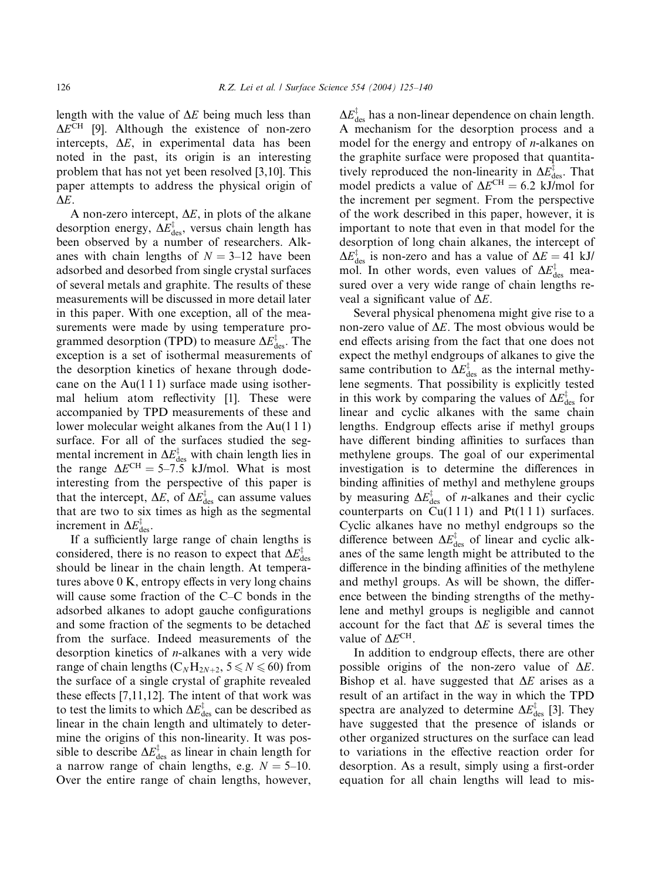length with the value of $\Delta E$ being much less than $\Delta E^{CH}$ [9]. Although the existence of non-zero intercepts, $\Delta E$, in experimental data has been noted in the past, its origin is an interesting problem that has not yet been resolved [3,10]. This paper attempts to address the physical origin of $\Delta E$.

A non-zero intercept, $\Delta E$, in plots of the alkane desorption energy, $\Delta E^{\ddagger}_{des}$, versus chain length has been observed by a number of researchers. Alkanes with chain lengths of $N = 3$–$12$ have been adsorbed and desorbed from single crystal surfaces of several metals and graphite. The results of these measurements will be discussed in more detail later in this paper. With one exception, all of the measurements were made by using temperature programmed desorption (TPD) to measure $\Delta E^{\ddagger}_{des}$. The exception is a set of isothermal measurements of the desorption kinetics of hexane through dodecane on the Au(1 1 1) surface made using isothermal helium atom reflectivity [1]. These were accompanied by TPD measurements of these and lower molecular weight alkanes from the Au(1 1 1) surface. For all of the surfaces studied the segmental increment in $\Delta E^{\ddagger}_{des}$ with chain length lies in the range $\Delta E^{CH} = 5$–$7.5$ kJ/mol. What is most interesting from the perspective of this paper is that the intercept, $\Delta E$, of $\Delta E^{\ddagger}_{des}$ can assume values that are two to six times as high as the segmental increment in $\Delta E^{\ddagger}_{des}$.

If a sufficiently large range of chain lengths is considered, there is no reason to expect that $\Delta E^{\ddagger}_{des}$ should be linear in the chain length. At temperatures above 0 K, entropy effects in very long chains will cause some fraction of the C–C bonds in the adsorbed alkanes to adopt gauche configurations and some fraction of the segments to be detached from the surface. Indeed measurements of the desorption kinetics of *n*-alkanes with a very wide range of chain lengths ($C_NH_{2N+2}$, $5 \leqslant N \leqslant 60$) from the surface of a single crystal of graphite revealed these effects [7,11,12]. The intent of that work was to test the limits to which $\Delta E^{\ddagger}_{des}$ can be described as linear in the chain length and ultimately to determine the origins of this non-linearity. It was possible to describe $\Delta E^{\ddagger}_{des}$ as linear in chain length for a narrow range of chain lengths, e.g. $N = 5$–$10$. Over the entire range of chain lengths, however, $\Delta E^{\ddagger}_{des}$ has a non-linear dependence on chain length. A mechanism for the desorption process and a model for the energy and entropy of *n*-alkanes on the graphite surface were proposed that quantitatively reproduced the non-linearity in $\Delta E^{\ddagger}_{des}$. That model predicts a value of $\Delta E^{CH} = 6.2$ kJ/mol for the increment per segment. From the perspective of the work described in this paper, however, it is important to note that even in that model for the desorption of long chain alkanes, the intercept of $\Delta E^{\ddagger}_{des}$ is non-zero and has a value of $\Delta E = 41$ kJ/mol. In other words, even values of $\Delta E^{\ddagger}_{des}$ measured over a very wide range of chain lengths reveal a significant value of $\Delta E$.

Several physical phenomena might give rise to a non-zero value of $\Delta E$. The most obvious would be end effects arising from the fact that one does not expect the methyl endgroups of alkanes to give the same contribution to $\Delta E^{\ddagger}_{des}$ as the internal methylene segments. That possibility is explicitly tested in this work by comparing the values of $\Delta E^{\ddagger}_{des}$ for linear and cyclic alkanes with the same chain lengths. Endgroup effects arise if methyl groups have different binding affinities to surfaces than methylene groups. The goal of our experimental investigation is to determine the differences in binding affinities of methyl and methylene groups by measuring $\Delta E^{\ddagger}_{des}$ of *n*-alkanes and their cyclic counterparts on Cu(1 1 1) and Pt(1 1 1) surfaces. Cyclic alkanes have no methyl endgroups so the difference between $\Delta E^{\ddagger}_{des}$ of linear and cyclic alkanes of the same length might be attributed to the difference in the binding affinities of the methylene and methyl groups. As will be shown, the difference between the binding strengths of the methylene and methyl groups is negligible and cannot account for the fact that $\Delta E$ is several times the value of $\Delta E^{CH}$.

In addition to endgroup effects, there are other possible origins of the non-zero value of $\Delta E$. Bishop et al. have suggested that $\Delta E$ arises as a result of an artifact in the way in which the TPD spectra are analyzed to determine $\Delta E^{\ddagger}_{des}$ [3]. They have suggested that the presence of islands or other organized structures on the surface can lead to variations in the effective reaction order for desorption. As a result, simply using a first-order equation for all chain lengths will lead to mis-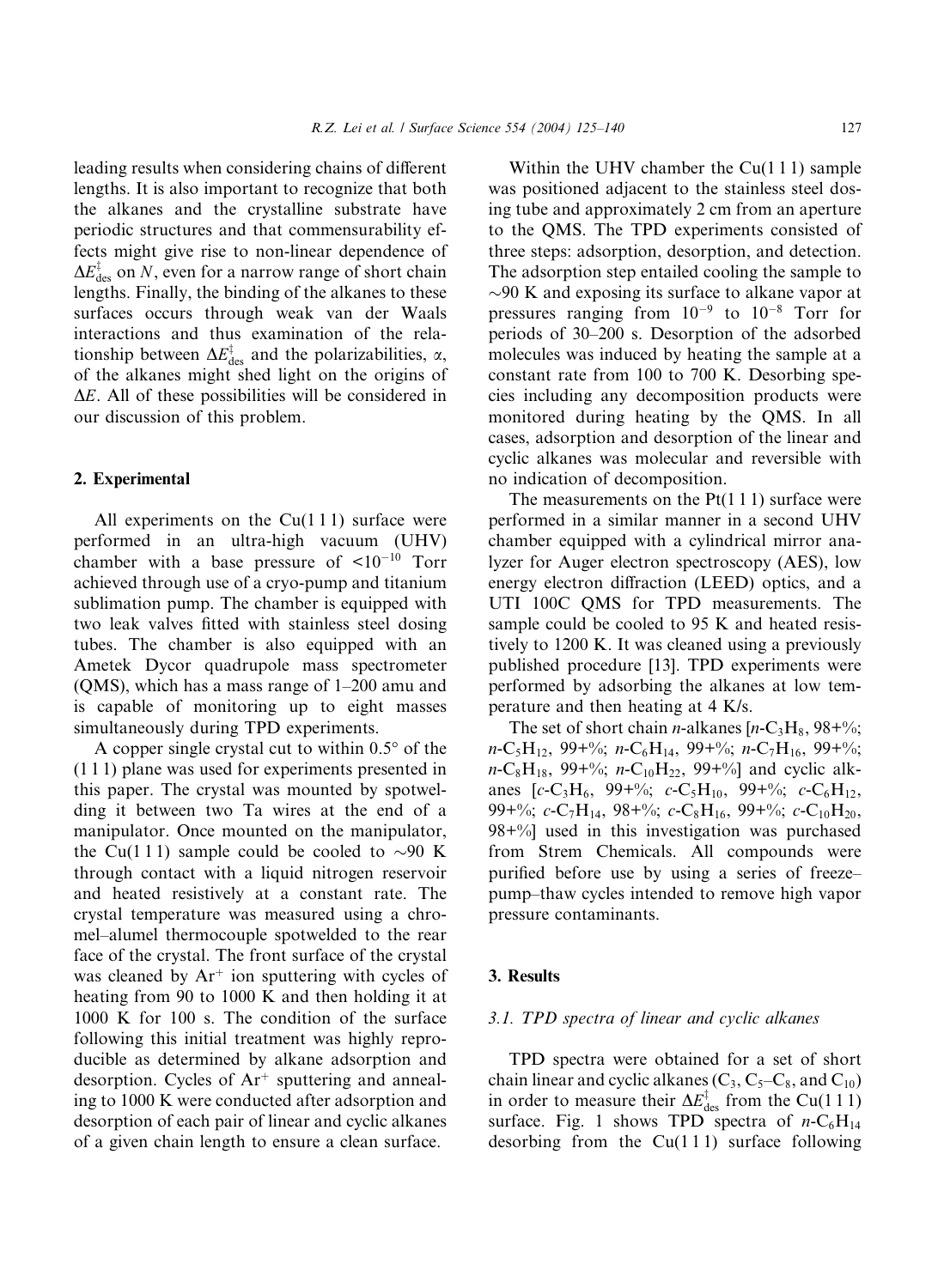leading results when considering chains of different lengths. It is also important to recognize that both the alkanes and the crystalline substrate have periodic structures and that commensurability effects might give rise to non-linear dependence of $\Delta E^{\ddagger}_{des}$ on $N$, even for a narrow range of short chain lengths. Finally, the binding of the alkanes to these surfaces occurs through weak van der Waals interactions and thus examination of the relationship between $\Delta E^{\ddagger}_{des}$ and the polarizabilities, $\alpha$, of the alkanes might shed light on the origins of $\Delta E$. All of these possibilities will be considered in our discussion of this problem.

## 2. Experimental

All experiments on the Cu(1 1 1) surface were performed in an ultra-high vacuum (UHV) chamber with a base pressure of $<10^{-10}$ Torr achieved through use of a cryo-pump and titanium sublimation pump. The chamber is equipped with two leak valves fitted with stainless steel dosing tubes. The chamber is also equipped with an Ametek Dycor quadrupole mass spectrometer (QMS), which has a mass range of 1–200 amu and is capable of monitoring up to eight masses simultaneously during TPD experiments.

A copper single crystal cut to within 0.5° of the (1 1 1) plane was used for experiments presented in this paper. The crystal was mounted by spotwelding it between two Ta wires at the end of a manipulator. Once mounted on the manipulator, the Cu(1 1 1) sample could be cooled to ~90 K through contact with a liquid nitrogen reservoir and heated resistively at a constant rate. The crystal temperature was measured using a chromel–alumel thermocouple spotwelded to the rear face of the crystal. The front surface of the crystal was cleaned by $Ar^+$ ion sputtering with cycles of heating from 90 to 1000 K and then holding it at 1000 K for 100 s. The condition of the surface following this initial treatment was highly reproducible as determined by alkane adsorption and desorption. Cycles of $Ar^+$ sputtering and annealing to 1000 K were conducted after adsorption and desorption of each pair of linear and cyclic alkanes of a given chain length to ensure a clean surface.

Within the UHV chamber the Cu(1 1 1) sample was positioned adjacent to the stainless steel dosing tube and approximately 2 cm from an aperture to the QMS. The TPD experiments consisted of three steps: adsorption, desorption, and detection. The adsorption step entailed cooling the sample to ~90 K and exposing its surface to alkane vapor at pressures ranging from $10^{-9}$ to $10^{-8}$ Torr for periods of 30–200 s. Desorption of the adsorbed molecules was induced by heating the sample at a constant rate from 100 to 700 K. Desorbing species including any decomposition products were monitored during heating by the QMS. In all cases, adsorption and desorption of the linear and cyclic alkanes was molecular and reversible with no indication of decomposition.

The measurements on the Pt(1 1 1) surface were performed in a similar manner in a second UHV chamber equipped with a cylindrical mirror analyzer for Auger electron spectroscopy (AES), low energy electron diffraction (LEED) optics, and a UTI 100C QMS for TPD measurements. The sample could be cooled to 95 K and heated resistively to 1200 K. It was cleaned using a previously published procedure [13]. TPD experiments were performed by adsorbing the alkanes at low temperature and then heating at 4 K/s.

The set of short chain *n*-alkanes [*n*-$C_3H_8$, 98+%; *n*-$C_5H_{12}$, 99+%; *n*-$C_6H_{14}$, 99+%; *n*-$C_7H_{16}$, 99+%; *n*-$C_8H_{18}$, 99+%; *n*-$C_{10}H_{22}$, 99+%] and cyclic alkanes [*c*-$C_3H_6$, 99+%; *c*-$C_5H_{10}$, 99+%; *c*-$C_6H_{12}$, 99+%; *c*-$C_7H_{14}$, 98+%; *c*-$C_8H_{16}$, 99+%; *c*-$C_{10}H_{20}$, 98+%] used in this investigation was purchased from Strem Chemicals. All compounds were purified before use by using a series of freeze–pump–thaw cycles intended to remove high vapor pressure contaminants.

## 3. Results

### 3.1. TPD spectra of linear and cyclic alkanes

TPD spectra were obtained for a set of short chain linear and cyclic alkanes ($C_3$, $C_5$–$C_8$, and $C_{10}$) in order to measure their $\Delta E^{\ddagger}_{des}$ from the Cu(1 1 1) surface. Fig. 1 shows TPD spectra of *n*-$C_6H_{14}$ desorbing from the Cu(1 1 1) surface following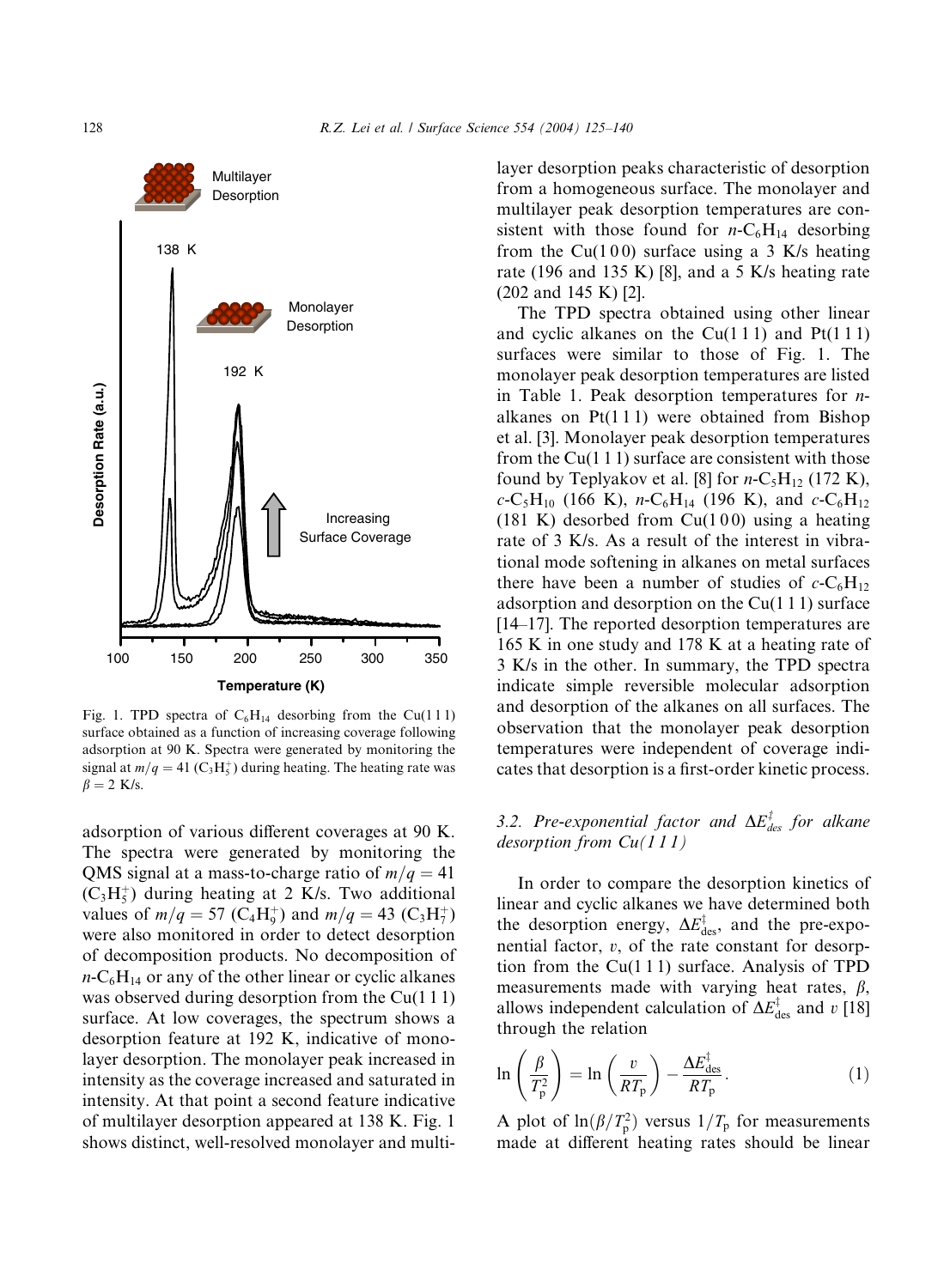Fig. 1. TPD spectra of $C_6H_{14}$ desorbing from the Cu(1 1 1) surface obtained as a function of increasing coverage following adsorption at 90 K. Spectra were generated by monitoring the signal at $m/q = 41$ ($C_3H_5^+$) during heating. The heating rate was $\beta = 2$ K/s.

adsorption of various different coverages at 90 K. The spectra were generated by monitoring the QMS signal at a mass-to-charge ratio of $m/q = 41$ ($C_3H_5^+$) during heating at 2 K/s. Two additional values of $m/q = 57$ ($C_4H_9^+$) and $m/q = 43$ ($C_3H_7^+$) were also monitored in order to detect desorption of decomposition products. No decomposition of $n$-$C_6H_{14}$ or any of the other linear or cyclic alkanes was observed during desorption from the Cu(1 1 1) surface. At low coverages, the spectrum shows a desorption feature at 192 K, indicative of monolayer desorption. The monolayer peak increased in intensity as the coverage increased and saturated in intensity. At that point a second feature indicative of multilayer desorption appeared at 138 K. Fig. 1 shows distinct, well-resolved monolayer and multilayer desorption peaks characteristic of desorption from a homogeneous surface. The monolayer and multilayer peak desorption temperatures are consistent with those found for $n$-$C_6H_{14}$ desorbing from the Cu(1 0 0) surface using a 3 K/s heating rate (196 and 135 K) [8], and a 5 K/s heating rate (202 and 145 K) [2].

The TPD spectra obtained using other linear and cyclic alkanes on the Cu(1 1 1) and Pt(1 1 1) surfaces were similar to those of Fig. 1. The monolayer peak desorption temperatures are listed in Table 1. Peak desorption temperatures for $n$-alkanes on Pt(1 1 1) were obtained from Bishop et al. [3]. Monolayer peak desorption temperatures from the Cu(1 1 1) surface are consistent with those found by Teplyakov et al. [8] for $n$-$C_5H_{12}$ (172 K), $c$-$C_5H_{10}$ (166 K), $n$-$C_6H_{14}$ (196 K), and $c$-$C_6H_{12}$ (181 K) desorbed from Cu(1 0 0) using a heating rate of 3 K/s. As a result of the interest in vibrational mode softening in alkanes on metal surfaces there have been a number of studies of $c$-$C_6H_{12}$ adsorption and desorption on the Cu(1 1 1) surface [14–17]. The reported desorption temperatures are 165 K in one study and 178 K at a heating rate of 3 K/s in the other. In summary, the TPD spectra indicate simple reversible molecular adsorption and desorption of the alkanes on all surfaces. The observation that the monolayer peak desorption temperatures were independent of coverage indicates that desorption is a first-order kinetic process.

### 3.2. Pre-exponential factor and $\Delta E^{\ddagger}_{des}$ for alkane desorption from Cu(1 1 1)

In order to compare the desorption kinetics of linear and cyclic alkanes we have determined both the desorption energy, $\Delta E^{\ddagger}_{des}$, and the pre-exponential factor, $v$, of the rate constant for desorption from the Cu(1 1 1) surface. Analysis of TPD measurements made with varying heat rates, $\beta$, allows independent calculation of $\Delta E^{\ddagger}_{des}$ and $v$ [18] through the relation

$$\ln\left(\frac{\beta}{T_p^2}\right) = \ln\left(\frac{v}{RT_p}\right) - \frac{\Delta E^{\ddagger}_{des}}{RT_p}. \qquad (1)$$

A plot of $\ln(\beta/T_p^2)$ versus $1/T_p$ for measurements made at different heating rates should be linear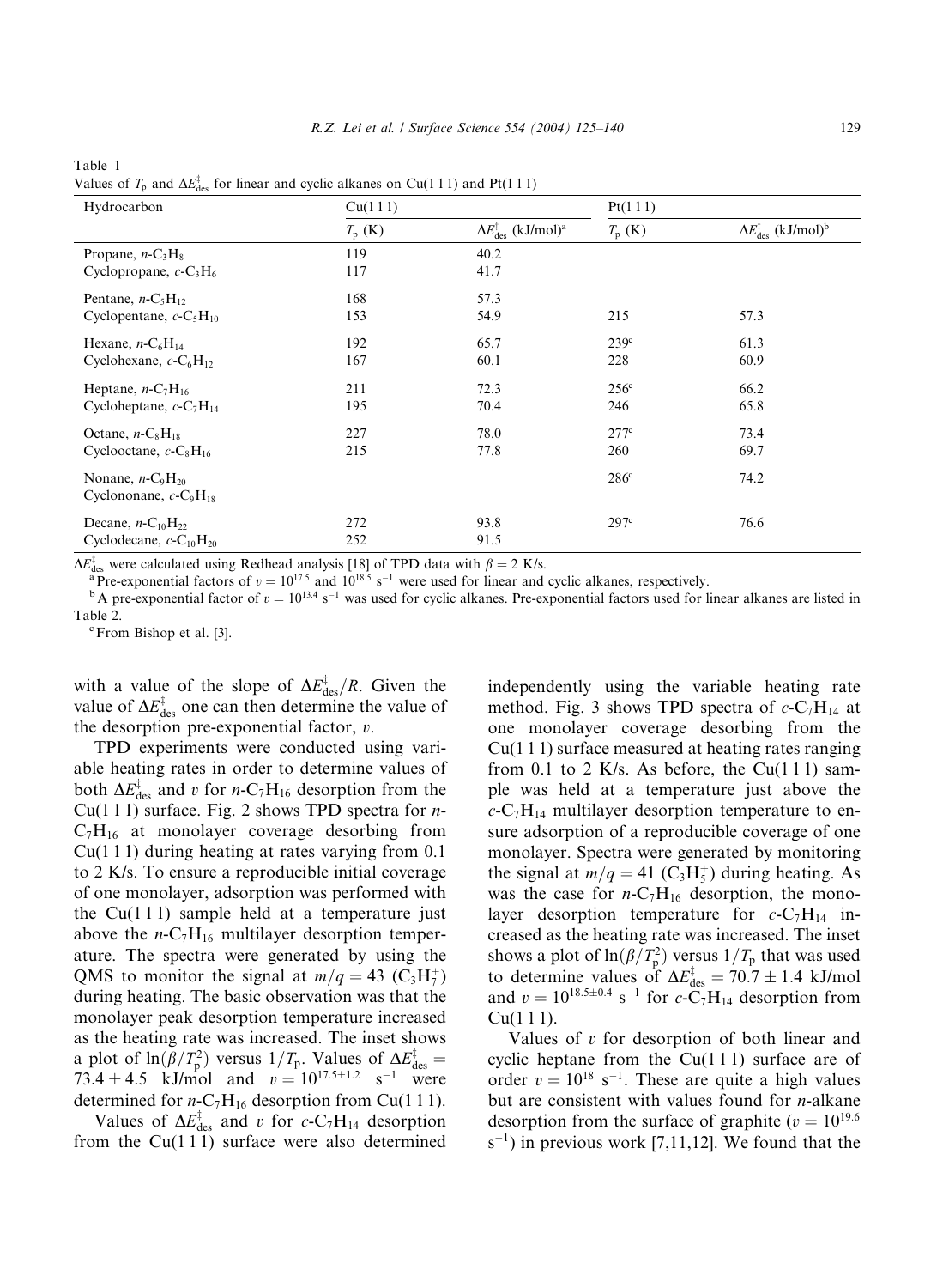Table 1
Values of $T_p$ and $\Delta E^{\ddagger}_{des}$ for linear and cyclic alkanes on Cu(1 1 1) and Pt(1 1 1)

| Hydrocarbon | Cu(1 1 1) | | Pt(1 1 1) | |
|---|---|---|---|---|
| | $T_p$ (K) | $\Delta E^{\ddagger}_{des}$ (kJ/mol)[a] | $T_p$ (K) | $\Delta E^{\ddagger}_{des}$ (kJ/mol)[b] |
| Propane, $n$-$C_3H_8$ | 119 | 40.2 | | |
| Cyclopropane, $c$-$C_3H_6$ | 117 | 41.7 | | |
| Pentane, $n$-$C_5H_{12}$ | 168 | 57.3 | | |
| Cyclopentane, $c$-$C_5H_{10}$ | 153 | 54.9 | 215 | 57.3 |
| Hexane, $n$-$C_6H_{14}$ | 192 | 65.7 | 239[c] | 61.3 |
| Cyclohexane, $c$-$C_6H_{12}$ | 167 | 60.1 | 228 | 60.9 |
| Heptane, $n$-$C_7H_{16}$ | 211 | 72.3 | 256[c] | 66.2 |
| Cycloheptane, $c$-$C_7H_{14}$ | 195 | 70.4 | 246 | 65.8 |
| Octane, $n$-$C_8H_{18}$ | 227 | 78.0 | 277[c] | 73.4 |
| Cyclooctane, $c$-$C_8H_{16}$ | 215 | 77.8 | 260 | 69.7 |
| Nonane, $n$-$C_9H_{20}$ | | | 286[c] | 74.2 |
| Cyclononane, $c$-$C_9H_{18}$ | | | | |
| Decane, $n$-$C_{10}H_{22}$ | 272 | 93.8 | 297[c] | 76.6 |
| Cyclodecane, $c$-$C_{10}H_{20}$ | 252 | 91.5 | | |

$\Delta E^{\ddagger}_{des}$ were calculated using Redhead analysis [18] of TPD data with $\beta = 2$ K/s.

[a] Pre-exponential factors of $v = 10^{17.5}$ and $10^{18.5}$ s$^{-1}$ were used for linear and cyclic alkanes, respectively.

[b] A pre-exponential factor of $v = 10^{13.4}$ s$^{-1}$ was used for cyclic alkanes. Pre-exponential factors used for linear alkanes are listed in Table 2.

[c] From Bishop et al. [3].

with a value of the slope of $\Delta E^{\ddagger}_{des}/R$. Given the value of $\Delta E^{\ddagger}_{des}$ one can then determine the value of the desorption pre-exponential factor, $v$.

TPD experiments were conducted using variable heating rates in order to determine values of both $\Delta E^{\ddagger}_{des}$ and $v$ for $n$-$C_7H_{16}$ desorption from the Cu(1 1 1) surface. Fig. 2 shows TPD spectra for $n$-$C_7H_{16}$ at monolayer coverage desorbing from Cu(1 1 1) during heating at rates varying from 0.1 to 2 K/s. To ensure a reproducible initial coverage of one monolayer, adsorption was performed with the Cu(1 1 1) sample held at a temperature just above the $n$-$C_7H_{16}$ multilayer desorption temperature. The spectra were generated by using the QMS to monitor the signal at $m/q = 43$ ($C_3H_7^+$) during heating. The basic observation was that the monolayer peak desorption temperature increased as the heating rate was increased. The inset shows a plot of $\ln(\beta/T_p^2)$ versus $1/T_p$. Values of $\Delta E^{\ddagger}_{des} = 73.4 \pm 4.5$ kJ/mol and $v = 10^{17.5\pm1.2}$ s$^{-1}$ were determined for $n$-$C_7H_{16}$ desorption from Cu(1 1 1).

Values of $\Delta E^{\ddagger}_{des}$ and $v$ for $c$-$C_7H_{14}$ desorption from the Cu(1 1 1) surface were also determined independently using the variable heating rate method. Fig. 3 shows TPD spectra of $c$-$C_7H_{14}$ at one monolayer coverage desorbing from the Cu(1 1 1) surface measured at heating rates ranging from 0.1 to 2 K/s. As before, the Cu(1 1 1) sample was held at a temperature just above the $c$-$C_7H_{14}$ multilayer desorption temperature to ensure adsorption of a reproducible coverage of one monolayer. Spectra were generated by monitoring the signal at $m/q = 41$ ($C_3H_5^+$) during heating. As was the case for $n$-$C_7H_{16}$ desorption, the monolayer desorption temperature for $c$-$C_7H_{14}$ increased as the heating rate was increased. The inset shows a plot of $\ln(\beta/T_p^2)$ versus $1/T_p$ that was used to determine values of $\Delta E^{\ddagger}_{des} = 70.7 \pm 1.4$ kJ/mol and $v = 10^{18.5\pm0.4}$ s$^{-1}$ for $c$-$C_7H_{14}$ desorption from Cu(1 1 1).

Values of $v$ for desorption of both linear and cyclic heptane from the Cu(1 1 1) surface are of order $v = 10^{18}$ s$^{-1}$. These are quite a high values but are consistent with values found for $n$-alkane desorption from the surface of graphite ($v = 10^{19.6}$ s$^{-1}$) in previous work [7,11,12]. We found that the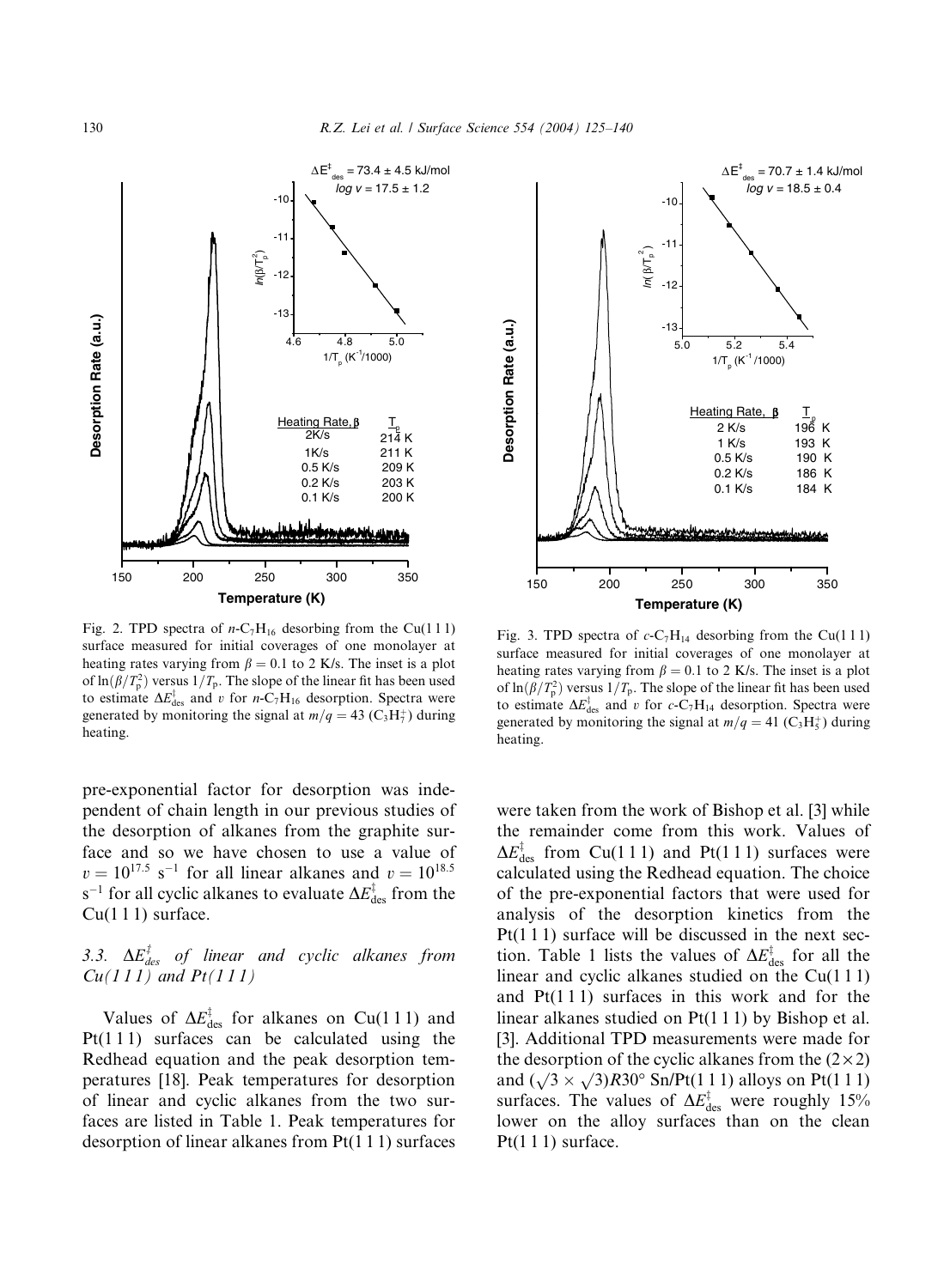Fig. 2. TPD spectra of $n$-$C_7H_{16}$ desorbing from the Cu(1 1 1) surface measured for initial coverages of one monolayer at heating rates varying from $\beta = 0.1$ to 2 K/s. The inset is a plot of $\ln(\beta/T_p^2)$ versus $1/T_p$. The slope of the linear fit has been used to estimate $\Delta E^{\ddagger}_{des}$ and $v$ for $n$-$C_7H_{16}$ desorption. Spectra were generated by monitoring the signal at $m/q = 43$ ($C_3H_7^+$) during heating.

Fig. 3. TPD spectra of $c$-$C_7H_{14}$ desorbing from the Cu(1 1 1) surface measured for initial coverages of one monolayer at heating rates varying from $\beta = 0.1$ to 2 K/s. The inset is a plot of $\ln(\beta/T_p^2)$ versus $1/T_p$. The slope of the linear fit has been used to estimate $\Delta E^{\ddagger}_{des}$ and $v$ for $c$-$C_7H_{14}$ desorption. Spectra were generated by monitoring the signal at $m/q = 41$ ($C_3H_5^+$) during heating.

pre-exponential factor for desorption was independent of chain length in our previous studies of the desorption of alkanes from the graphite surface and so we have chosen to use a value of $v = 10^{17.5}$ s$^{-1}$ for all linear alkanes and $v = 10^{18.5}$ s$^{-1}$ for all cyclic alkanes to evaluate $\Delta E^{\ddagger}_{des}$ from the Cu(1 1 1) surface.

### 3.3. $\Delta E^{\ddagger}_{des}$ of linear and cyclic alkanes from Cu(1 1 1) and Pt(1 1 1)

Values of $\Delta E^{\ddagger}_{des}$ for alkanes on Cu(1 1 1) and Pt(1 1 1) surfaces can be calculated using the Redhead equation and the peak desorption temperatures [18]. Peak temperatures for desorption of linear and cyclic alkanes from the two surfaces are listed in Table 1. Peak temperatures for desorption of linear alkanes from Pt(1 1 1) surfaces were taken from the work of Bishop et al. [3] while the remainder come from this work. Values of $\Delta E^{\ddagger}_{des}$ from Cu(1 1 1) and Pt(1 1 1) surfaces were calculated using the Redhead equation. The choice of the pre-exponential factors that were used for analysis of the desorption kinetics from the Pt(1 1 1) surface will be discussed in the next section. Table 1 lists the values of $\Delta E^{\ddagger}_{des}$ for all the linear and cyclic alkanes studied on the Cu(1 1 1) and Pt(1 1 1) surfaces in this work and for the linear alkanes studied on Pt(1 1 1) by Bishop et al. [3]. Additional TPD measurements were made for the desorption of the cyclic alkanes from the $(2\times2)$ and $(\sqrt{3}\times\sqrt{3})R30°$ Sn/Pt(1 1 1) alloys on Pt(1 1 1) surfaces. The values of $\Delta E^{\ddagger}_{des}$ were roughly 15% lower on the alloy surfaces than on the clean Pt(1 1 1) surface.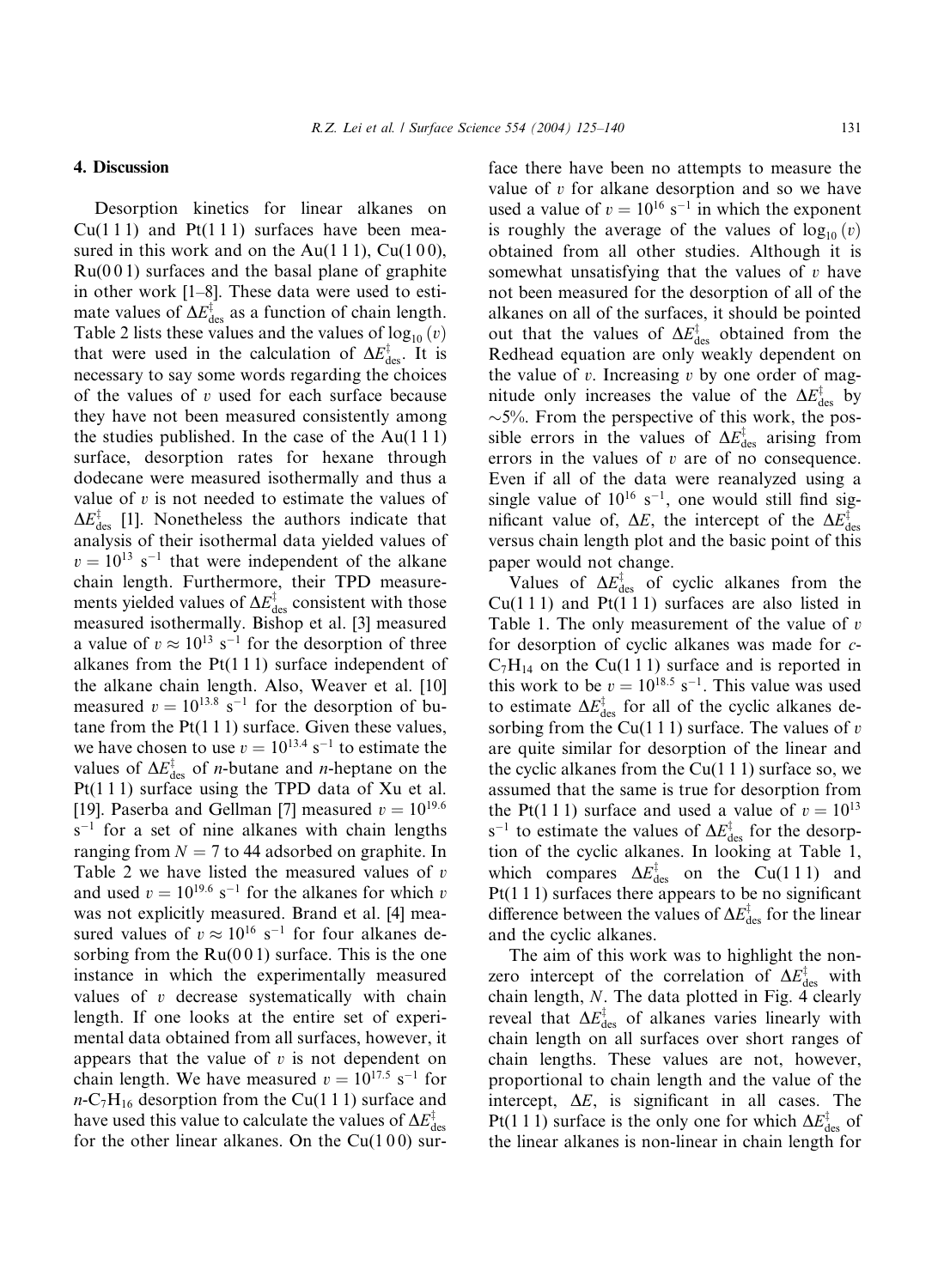## 4. Discussion

Desorption kinetics for linear alkanes on Cu(1 1 1) and Pt(1 1 1) surfaces have been measured in this work and on the Au(1 1 1), Cu(1 0 0), Ru(0 0 1) surfaces and the basal plane of graphite in other work [1–8]. These data were used to estimate values of $\Delta E^{\ddagger}_{des}$ as a function of chain length. Table 2 lists these values and the values of $\log_{10}(v)$ that were used in the calculation of $\Delta E^{\ddagger}_{des}$. It is necessary to say some words regarding the choices of the values of $v$ used for each surface because they have not been measured consistently among the studies published. In the case of the Au(1 1 1) surface, desorption rates for hexane through dodecane were measured isothermally and thus a value of $v$ is not needed to estimate the values of $\Delta E^{\ddagger}_{des}$ [1]. Nonetheless the authors indicate that analysis of their isothermal data yielded values of $v = 10^{13}$ s$^{-1}$ that were independent of the alkane chain length. Furthermore, their TPD measurements yielded values of $\Delta E^{\ddagger}_{des}$ consistent with those measured isothermally. Bishop et al. [3] measured a value of $v \approx 10^{13}$ s$^{-1}$ for the desorption of three alkanes from the Pt(1 1 1) surface independent of the alkane chain length. Also, Weaver et al. [10] measured $v = 10^{13.8}$ s$^{-1}$ for the desorption of butane from the Pt(1 1 1) surface. Given these values, we have chosen to use $v = 10^{13.4}$ s$^{-1}$ to estimate the values of $\Delta E^{\ddagger}_{des}$ of *n*-butane and *n*-heptane on the Pt(1 1 1) surface using the TPD data of Xu et al. [19]. Paserba and Gellman [7] measured $v = 10^{19.6}$ s$^{-1}$ for a set of nine alkanes with chain lengths ranging from $N = 7$ to 44 adsorbed on graphite. In Table 2 we have listed the measured values of $v$ and used $v = 10^{19.6}$ s$^{-1}$ for the alkanes for which $v$ was not explicitly measured. Brand et al. [4] measured values of $v \approx 10^{16}$ s$^{-1}$ for four alkanes desorbing from the Ru(0 0 1) surface. This is the one instance in which the experimentally measured values of $v$ decrease systematically with chain length. If one looks at the entire set of experimental data obtained from all surfaces, however, it appears that the value of $v$ is not dependent on chain length. We have measured $v = 10^{17.5}$ s$^{-1}$ for *n*-$C_7H_{16}$ desorption from the Cu(1 1 1) surface and have used this value to calculate the values of $\Delta E^{\ddagger}_{des}$ for the other linear alkanes. On the Cu(1 0 0) surface there have been no attempts to measure the value of $v$ for alkane desorption and so we have used a value of $v = 10^{16}$ s$^{-1}$ in which the exponent is roughly the average of the values of $\log_{10}(v)$ obtained from all other studies. Although it is somewhat unsatisfying that the values of $v$ have not been measured for the desorption of all of the alkanes on all of the surfaces, it should be pointed out that the values of $\Delta E^{\ddagger}_{des}$ obtained from the Redhead equation are only weakly dependent on the value of $v$. Increasing $v$ by one order of magnitude only increases the value of the $\Delta E^{\ddagger}_{des}$ by ~5%. From the perspective of this work, the possible errors in the values of $\Delta E^{\ddagger}_{des}$ arising from errors in the values of $v$ are of no consequence. Even if all of the data were reanalyzed using a single value of $10^{16}$ s$^{-1}$, one would still find significant value of, $\Delta E$, the intercept of the $\Delta E^{\ddagger}_{des}$ versus chain length plot and the basic point of this paper would not change.

Values of $\Delta E^{\ddagger}_{des}$ of cyclic alkanes from the Cu(1 1 1) and Pt(1 1 1) surfaces are also listed in Table 1. The only measurement of the value of $v$ for desorption of cyclic alkanes was made for *c*-$C_7H_{14}$ on the Cu(1 1 1) surface and is reported in this work to be $v = 10^{18.5}$ s$^{-1}$. This value was used to estimate $\Delta E^{\ddagger}_{des}$ for all of the cyclic alkanes desorbing from the Cu(1 1 1) surface. The values of $v$ are quite similar for desorption of the linear and the cyclic alkanes from the Cu(1 1 1) surface so, we assumed that the same is true for desorption from the Pt(1 1 1) surface and used a value of $v = 10^{13}$ s$^{-1}$ to estimate the values of $\Delta E^{\ddagger}_{des}$ for the desorption of the cyclic alkanes. In looking at Table 1, which compares $\Delta E^{\ddagger}_{des}$ on the Cu(1 1 1) and Pt(1 1 1) surfaces there appears to be no significant difference between the values of $\Delta E^{\ddagger}_{des}$ for the linear and the cyclic alkanes.

The aim of this work was to highlight the non-zero intercept of the correlation of $\Delta E^{\ddagger}_{des}$ with chain length, $N$. The data plotted in Fig. 4 clearly reveal that $\Delta E^{\ddagger}_{des}$ of alkanes varies linearly with chain length on all surfaces over short ranges of chain lengths. These values are not, however, proportional to chain length and the value of the intercept, $\Delta E$, is significant in all cases. The Pt(1 1 1) surface is the only one for which $\Delta E^{\ddagger}_{des}$ of the linear alkanes is non-linear in chain length for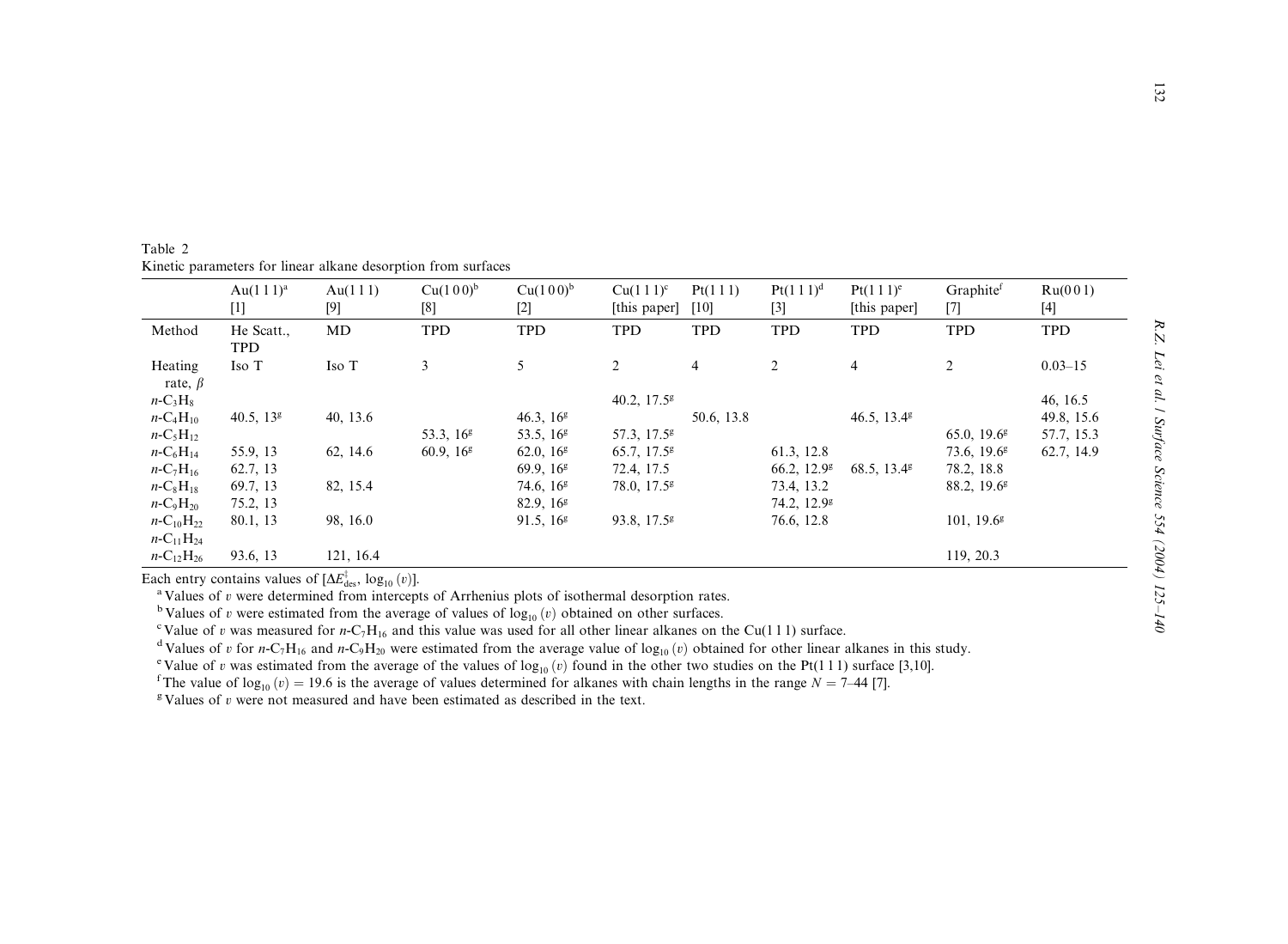Table 2
Kinetic parameters for linear alkane desorption from surfaces

| | Au(1 1 1)[a] [1] | Au(1 1 1) [9] | Cu(1 0 0)[b] [8] | Cu(1 0 0)[b] [2] | Cu(1 1 1)[c] [this paper] | Pt(1 1 1) [10] | Pt(1 1 1)[d] [3] | Pt(1 1 1)[e] [this paper] | Graphite[f] [7] | Ru(0 0 1) [4] |
|---|---|---|---|---|---|---|---|---|---|---|
| Method | He Scatt., TPD | MD | TPD | TPD | TPD | TPD | TPD | TPD | TPD | TPD |
| Heating rate, $\beta$ | Iso T | Iso T | 3 | 5 | 2 | 4 | 2 | 4 | 2 | 0.03–15 |
| $n$-$C_3H_8$ | | | | | 40.2, 17.5[g] | | | | | 46, 16.5 |
| $n$-$C_4H_{10}$ | 40.5, 13[g] | 40, 13.6 | | 46.3, 16[g] | | 50.6, 13.8 | | 46.5, 13.4[g] | | 49.8, 15.6 |
| $n$-$C_5H_{12}$ | | | 53.3, 16[g] | 53.5, 16[g] | 57.3, 17.5[g] | | | | 65.0, 19.6[g] | 57.7, 15.3 |
| $n$-$C_6H_{14}$ | 55.9, 13 | 62, 14.6 | 60.9, 16[g] | 62.0, 16[g] | 65.7, 17.5[g] | | 61.3, 12.8 | | 73.6, 19.6[g] | 62.7, 14.9 |
| $n$-$C_7H_{16}$ | 62.7, 13 | | | 69.9, 16[g] | 72.4, 17.5 | | 66.2, 12.9[g] | 68.5, 13.4[g] | 78.2, 18.8 | |
| $n$-$C_8H_{18}$ | 69.7, 13 | 82, 15.4 | | 74.6, 16[g] | 78.0, 17.5[g] | | 73.4, 13.2 | | 88.2, 19.6[g] | |
| $n$-$C_9H_{20}$ | 75.2, 13 | | | 82.9, 16[g] | | | 74.2, 12.9[g] | | | |
| $n$-$C_{10}H_{22}$ | 80.1, 13 | 98, 16.0 | | 91.5, 16[g] | 93.8, 17.5[g] | | 76.6, 12.8 | | 101, 19.6[g] | |
| $n$-$C_{11}H_{24}$ | | | | | | | | | | |
| $n$-$C_{12}H_{26}$ | 93.6, 13 | 121, 16.4 | | | | | | | 119, 20.3 | |

Each entry contains values of [$\Delta E^{\ddagger}_{des}$, $\log_{10}(v)$].

[a] Values of $v$ were determined from intercepts of Arrhenius plots of isothermal desorption rates.

[b] Values of $v$ were estimated from the average of values of $\log_{10}(v)$ obtained on other surfaces.

[c] Value of $v$ was measured for $n$-$C_7H_{16}$ and this value was used for all other linear alkanes on the Cu(1 1 1) surface.

[d] Values of $v$ for $n$-$C_7H_{16}$ and $n$-$C_9H_{20}$ were estimated from the average value of $\log_{10}(v)$ obtained for other linear alkanes in this study.

[e] Value of $v$ was estimated from the average of the values of $\log_{10}(v)$ found in the other two studies on the Pt(1 1 1) surface [3,10].

[f] The value of $\log_{10}(v) = 19.6$ is the average of values determined for alkanes with chain lengths in the range $N = 7$–$44$ [7].

[g] Values of $v$ were not measured and have been estimated as described in the text.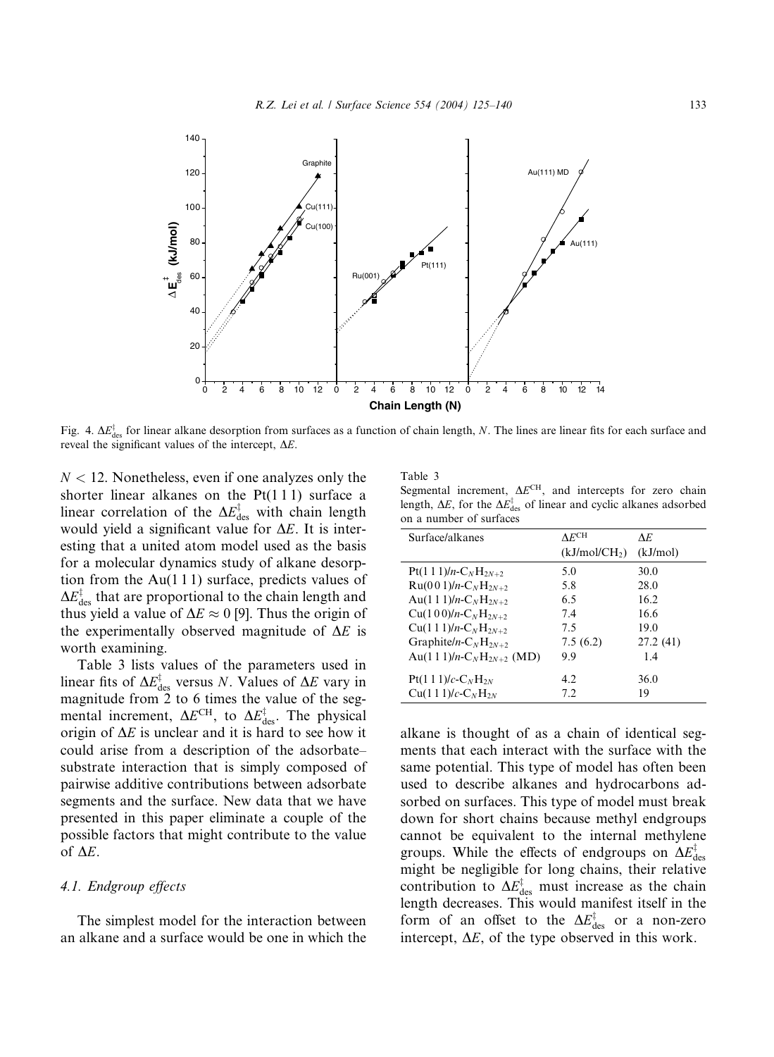Fig. 4. $\Delta E^{\ddagger}_{des}$ for linear alkane desorption from surfaces as a function of chain length, $N$. The lines are linear fits for each surface and reveal the significant values of the intercept, $\Delta E$.

$N < 12$. Nonetheless, even if one analyzes only the shorter linear alkanes on the Pt(1 1 1) surface a linear correlation of the $\Delta E^{\ddagger}_{des}$ with chain length would yield a significant value for $\Delta E$. It is interesting that a united atom model used as the basis for a molecular dynamics study of alkane desorption from the Au(1 1 1) surface, predicts values of $\Delta E^{\ddagger}_{des}$ that are proportional to the chain length and thus yield a value of $\Delta E \approx 0$ [9]. Thus the origin of the experimentally observed magnitude of $\Delta E$ is worth examining.

Table 3 lists values of the parameters used in linear fits of $\Delta E^{\ddagger}_{des}$ versus $N$. Values of $\Delta E$ vary in magnitude from 2 to 6 times the value of the segmental increment, $\Delta E^{CH}$, to $\Delta E^{\ddagger}_{des}$. The physical origin of $\Delta E$ is unclear and it is hard to see how it could arise from a description of the adsorbate–substrate interaction that is simply composed of pairwise additive contributions between adsorbate segments and the surface. New data that we have presented in this paper eliminate a couple of the possible factors that might contribute to the value of $\Delta E$.

Table 3
Segmental increment, $\Delta E^{CH}$, and intercepts for zero chain length, $\Delta E$, for the $\Delta E^{\ddagger}_{des}$ of linear and cyclic alkanes adsorbed on a number of surfaces

| Surface/alkanes | $\Delta E^{CH}$ (kJ/mol/$CH_2$) | $\Delta E$ (kJ/mol) |
|---|---|---|
| Pt(1 1 1)/$n$-$C_NH_{2N+2}$ | 5.0 | 30.0 |
| Ru(0 0 1)/$n$-$C_NH_{2N+2}$ | 5.8 | 28.0 |
| Au(1 1 1)/$n$-$C_NH_{2N+2}$ | 6.5 | 16.2 |
| Cu(1 0 0)/$n$-$C_NH_{2N+2}$ | 7.4 | 16.6 |
| Cu(1 1 1)/$n$-$C_NH_{2N+2}$ | 7.5 | 19.0 |
| Graphite/$n$-$C_NH_{2N+2}$ | 7.5 (6.2) | 27.2 (41) |
| Au(1 1 1)/$n$-$C_NH_{2N+2}$ (MD) | 9.9 | 1.4 |
| Pt(1 1 1)/$c$-$C_NH_{2N}$ | 4.2 | 36.0 |
| Cu(1 1 1)/$c$-$C_NH_{2N}$ | 7.2 | 19 |

### 4.1. Endgroup effects

The simplest model for the interaction between an alkane and a surface would be one in which the alkane is thought of as a chain of identical segments that each interact with the surface with the same potential. This type of model has often been used to describe alkanes and hydrocarbons adsorbed on surfaces. This type of model must break down for short chains because methyl endgroups cannot be equivalent to the internal methylene groups. While the effects of endgroups on $\Delta E^{\ddagger}_{des}$ might be negligible for long chains, their relative contribution to $\Delta E^{\ddagger}_{des}$ must increase as the chain length decreases. This would manifest itself in the form of an offset to the $\Delta E^{\ddagger}_{des}$ or a non-zero intercept, $\Delta E$, of the type observed in this work.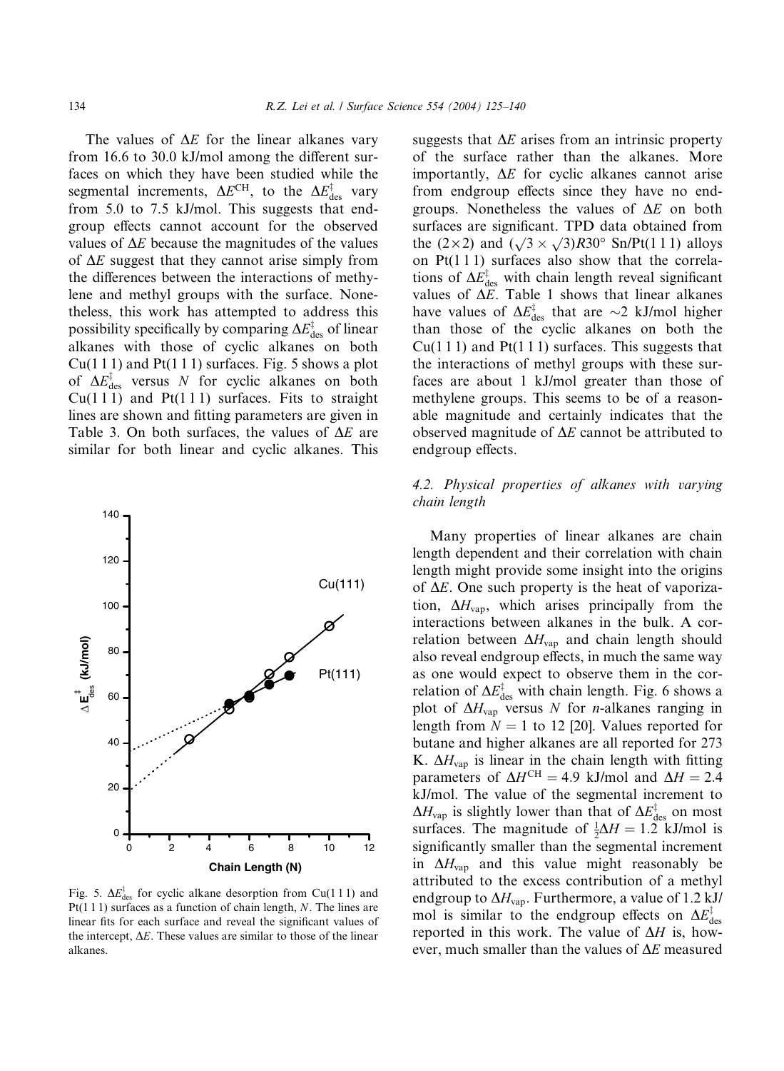The values of $\Delta E$ for the linear alkanes vary from 16.6 to 30.0 kJ/mol among the different surfaces on which they have been studied while the segmental increments, $\Delta E^{CH}$, to the $\Delta E^{\ddagger}_{des}$ vary from 5.0 to 7.5 kJ/mol. This suggests that endgroup effects cannot account for the observed values of $\Delta E$ because the magnitudes of the values of $\Delta E$ suggest that they cannot arise simply from the differences between the interactions of methylene and methyl groups with the surface. Nonetheless, this work has attempted to address this possibility specifically by comparing $\Delta E^{\ddagger}_{des}$ of linear alkanes with those of cyclic alkanes on both Cu(1 1 1) and Pt(1 1 1) surfaces. Fig. 5 shows a plot of $\Delta E^{\ddagger}_{des}$ versus $N$ for cyclic alkanes on both Cu(1 1 1) and Pt(1 1 1) surfaces. Fits to straight lines are shown and fitting parameters are given in Table 3. On both surfaces, the values of $\Delta E$ are similar for both linear and cyclic alkanes. This suggests that $\Delta E$ arises from an intrinsic property of the surface rather than the alkanes. More importantly, $\Delta E$ for cyclic alkanes cannot arise from endgroup effects since they have no endgroups. Nonetheless the values of $\Delta E$ on both surfaces are significant. TPD data obtained from the (2×2) and $(\sqrt{3} \times \sqrt{3})R30°$ Sn/Pt(1 1 1) alloys on Pt(1 1 1) surfaces also show that the correlations of $\Delta E^{\ddagger}_{des}$ with chain length reveal significant values of $\Delta E$. Table 1 shows that linear alkanes have values of $\Delta E^{\ddagger}_{des}$ that are ~2 kJ/mol higher than those of the cyclic alkanes on both the Cu(1 1 1) and Pt(1 1 1) surfaces. This suggests that the interactions of methyl groups with these surfaces are about 1 kJ/mol greater than those of methylene groups. This seems to be of a reasonable magnitude and certainly indicates that the observed magnitude of $\Delta E$ cannot be attributed to endgroup effects.

Fig. 5. $\Delta E^{\ddagger}_{des}$ for cyclic alkane desorption from Cu(1 1 1) and Pt(1 1 1) surfaces as a function of chain length, $N$. The lines are linear fits for each surface and reveal the significant values of the intercept, $\Delta E$. These values are similar to those of the linear alkanes.

### 4.2. Physical properties of alkanes with varying chain length

Many properties of linear alkanes are chain length dependent and their correlation with chain length might provide some insight into the origins of $\Delta E$. One such property is the heat of vaporization, $\Delta H_{vap}$, which arises principally from the interactions between alkanes in the bulk. A correlation between $\Delta H_{vap}$ and chain length should also reveal endgroup effects, in much the same way as one would expect to observe them in the correlation of $\Delta E^{\ddagger}_{des}$ with chain length. Fig. 6 shows a plot of $\Delta H_{vap}$ versus $N$ for $n$-alkanes ranging in length from $N = 1$ to 12 [20]. Values reported for butane and higher alkanes are all reported for 273 K. $\Delta H_{vap}$ is linear in the chain length with fitting parameters of $\Delta H^{CH} = 4.9$ kJ/mol and $\Delta H = 2.4$ kJ/mol. The value of the segmental increment to $\Delta H_{vap}$ is slightly lower than that of $\Delta E^{\ddagger}_{des}$ on most surfaces. The magnitude of $\frac{1}{2}\Delta H = 1.2$ kJ/mol is significantly smaller than the segmental increment in $\Delta H_{vap}$ and this value might reasonably be attributed to the excess contribution of a methyl endgroup to $\Delta H_{vap}$. Furthermore, a value of 1.2 kJ/mol is similar to the endgroup effects on $\Delta E^{\ddagger}_{des}$ reported in this work. The value of $\Delta H$ is, however, much smaller than the values of $\Delta E$ measured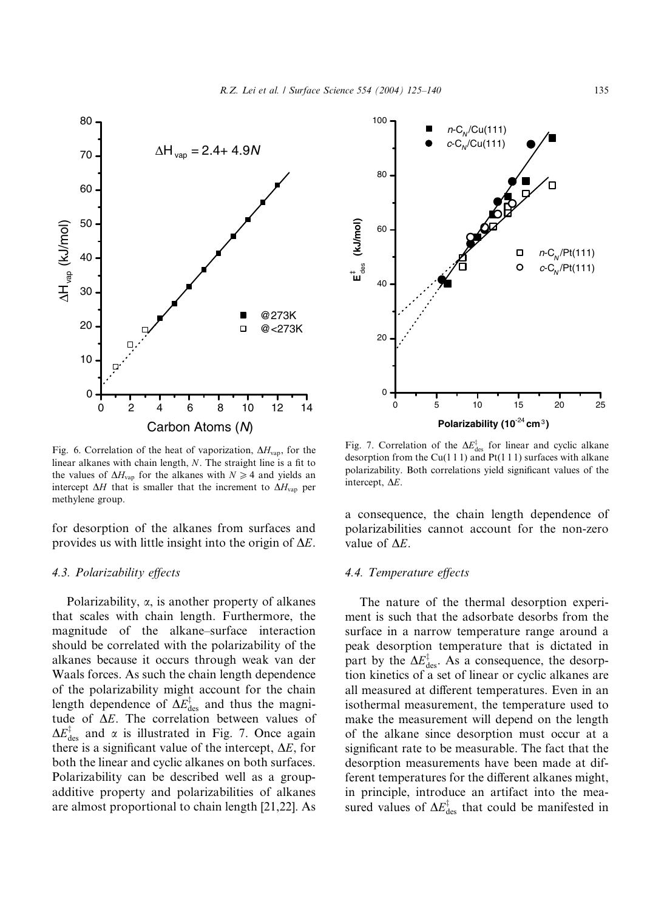Fig. 6. Correlation of the heat of vaporization, $\Delta H_{vap}$, for the linear alkanes with chain length, $N$. The straight line is a fit to the values of $\Delta H_{vap}$ for the alkanes with $N \geqslant 4$ and yields an intercept $\Delta H$ that is smaller that the increment to $\Delta H_{vap}$ per methylene group.

Fig. 7. Correlation of the $\Delta E^{\ddagger}_{des}$ for linear and cyclic alkane desorption from the Cu(1 1 1) and Pt(1 1 1) surfaces with alkane polarizability. Both correlations yield significant values of the intercept, $\Delta E$.

for desorption of the alkanes from surfaces and provides us with little insight into the origin of $\Delta E$.

### 4.3. Polarizability effects

Polarizability, $\alpha$, is another property of alkanes that scales with chain length. Furthermore, the magnitude of the alkane–surface interaction should be correlated with the polarizability of the alkanes because it occurs through weak van der Waals forces. As such the chain length dependence of the polarizability might account for the chain length dependence of $\Delta E^{\ddagger}_{des}$ and thus the magnitude of $\Delta E$. The correlation between values of $\Delta E^{\ddagger}_{des}$ and $\alpha$ is illustrated in Fig. 7. Once again there is a significant value of the intercept, $\Delta E$, for both the linear and cyclic alkanes on both surfaces. Polarizability can be described well as a group-additive property and polarizabilities of alkanes are almost proportional to chain length [21,22]. As a consequence, the chain length dependence of polarizabilities cannot account for the non-zero value of $\Delta E$.

### 4.4. Temperature effects

The nature of the thermal desorption experiment is such that the adsorbate desorbs from the surface in a narrow temperature range around a peak desorption temperature that is dictated in part by the $\Delta E^{\ddagger}_{des}$. As a consequence, the desorption kinetics of a set of linear or cyclic alkanes are all measured at different temperatures. Even in an isothermal measurement, the temperature used to make the measurement will depend on the length of the alkane since desorption must occur at a significant rate to be measurable. The fact that the desorption measurements have been made at different temperatures for the different alkanes might, in principle, introduce an artifact into the measured values of $\Delta E^{\ddagger}_{des}$ that could be manifested in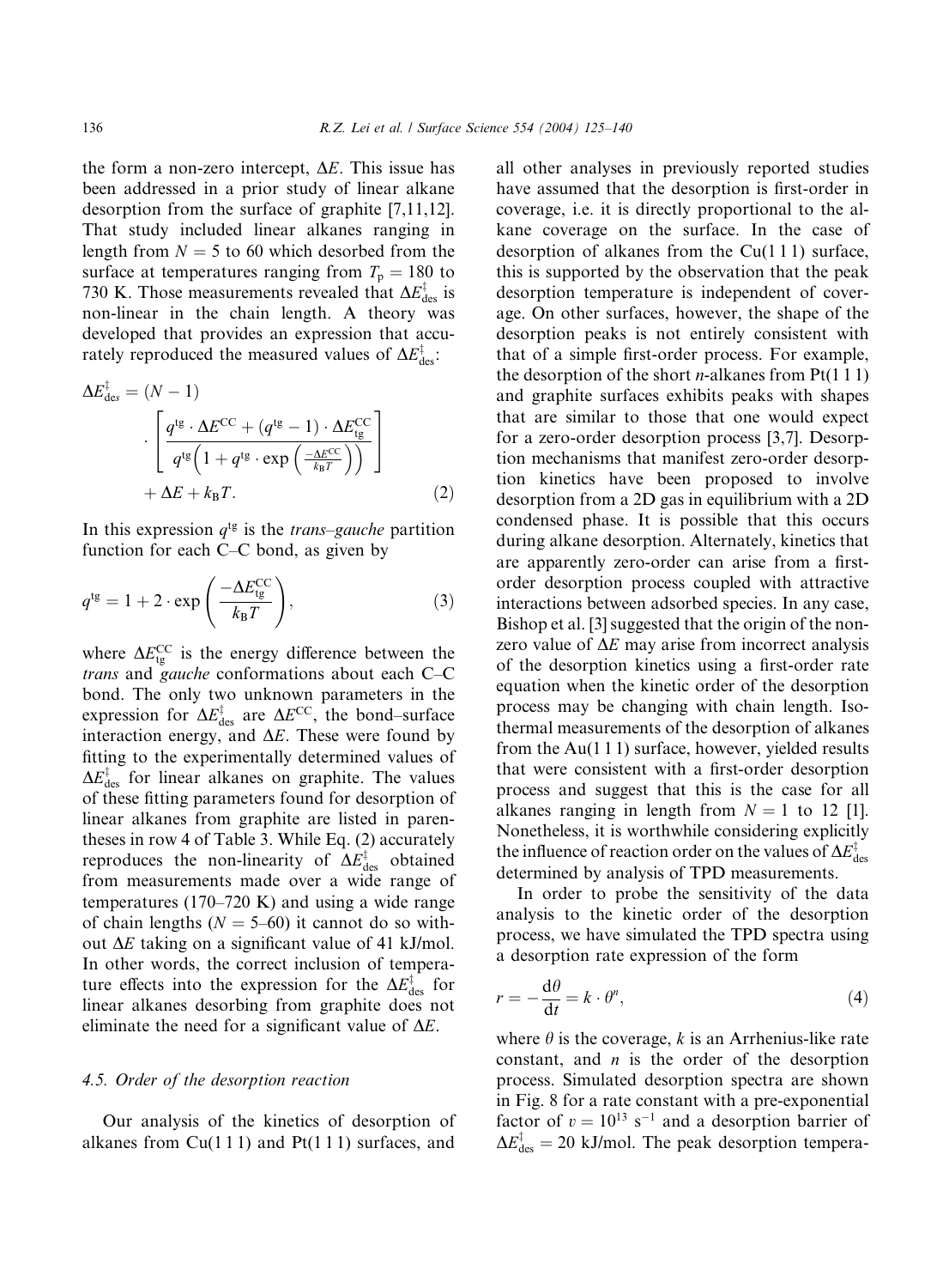the form a non-zero intercept, $\Delta E$. This issue has been addressed in a prior study of linear alkane desorption from the surface of graphite [7,11,12]. That study included linear alkanes ranging in length from $N = 5$ to 60 which desorbed from the surface at temperatures ranging from $T_p = 180$ to 730 K. Those measurements revealed that $\Delta E^{\ddagger}_{des}$ is non-linear in the chain length. A theory was developed that provides an expression that accurately reproduced the measured values of $\Delta E^{\ddagger}_{des}$:

$$\Delta E^{\ddagger}_{des} = (N-1) \cdot \left[ \frac{q^{tg} \cdot \Delta E^{CC} + (q^{tg} - 1) \cdot \Delta E^{CC}_{tg}}{q^{tg}\left(1 + q^{tg} \cdot \exp\left(\frac{-\Delta E^{CC}}{k_B T}\right)\right)} \right] + \Delta E + k_B T. \tag{2}$$

In this expression $q^{tg}$ is the *trans–gauche* partition function for each C–C bond, as given by

$$q^{tg} = 1 + 2 \cdot \exp\left(\frac{-\Delta E^{CC}_{tg}}{k_B T}\right), \tag{3}$$

where $\Delta E^{CC}_{tg}$ is the energy difference between the *trans* and *gauche* conformations about each C–C bond. The only two unknown parameters in the expression for $\Delta E^{\ddagger}_{des}$ are $\Delta E^{CC}$, the bond–surface interaction energy, and $\Delta E$. These were found by fitting to the experimentally determined values of $\Delta E^{\ddagger}_{des}$ for linear alkanes on graphite. The values of these fitting parameters found for desorption of linear alkanes from graphite are listed in parentheses in row 4 of Table 3. While Eq. (2) accurately reproduces the non-linearity of $\Delta E^{\ddagger}_{des}$ obtained from measurements made over a wide range of temperatures (170–720 K) and using a wide range of chain lengths ($N = 5$–60) it cannot do so without $\Delta E$ taking on a significant value of 41 kJ/mol. In other words, the correct inclusion of temperature effects into the expression for the $\Delta E^{\ddagger}_{des}$ for linear alkanes desorbing from graphite does not eliminate the need for a significant value of $\Delta E$.

### 4.5. Order of the desorption reaction

Our analysis of the kinetics of desorption of alkanes from Cu(1 1 1) and Pt(1 1 1) surfaces, and all other analyses in previously reported studies have assumed that the desorption is first-order in coverage, i.e. it is directly proportional to the alkane coverage on the surface. In the case of desorption of alkanes from the Cu(1 1 1) surface, this is supported by the observation that the peak desorption temperature is independent of coverage. On other surfaces, however, the shape of the desorption peaks is not entirely consistent with that of a simple first-order process. For example, the desorption of the short *n*-alkanes from Pt(1 1 1) and graphite surfaces exhibits peaks with shapes that are similar to those that one would expect for a zero-order desorption process [3,7]. Desorption mechanisms that manifest zero-order desorption kinetics have been proposed to involve desorption from a 2D gas in equilibrium with a 2D condensed phase. It is possible that this occurs during alkane desorption. Alternately, kinetics that are apparently zero-order can arise from a first-order desorption process coupled with attractive interactions between adsorbed species. In any case, Bishop et al. [3] suggested that the origin of the non-zero value of $\Delta E$ may arise from incorrect analysis of the desorption kinetics using a first-order rate equation when the kinetic order of the desorption process may be changing with chain length. Isothermal measurements of the desorption of alkanes from the Au(1 1 1) surface, however, yielded results that were consistent with a first-order desorption process and suggest that this is the case for all alkanes ranging in length from $N = 1$ to 12 [1]. Nonetheless, it is worthwhile considering explicitly the influence of reaction order on the values of $\Delta E^{\ddagger}_{des}$ determined by analysis of TPD measurements.

In order to probe the sensitivity of the data analysis to the kinetic order of the desorption process, we have simulated the TPD spectra using a desorption rate expression of the form

$$r = -\frac{d\theta}{dt} = k \cdot \theta^n, \tag{4}$$

where $\theta$ is the coverage, $k$ is an Arrhenius-like rate constant, and $n$ is the order of the desorption process. Simulated desorption spectra are shown in Fig. 8 for a rate constant with a pre-exponential factor of $v = 10^{13}$ s$^{-1}$ and a desorption barrier of $\Delta E^{\ddagger}_{des} = 20$ kJ/mol. The peak desorption tempera-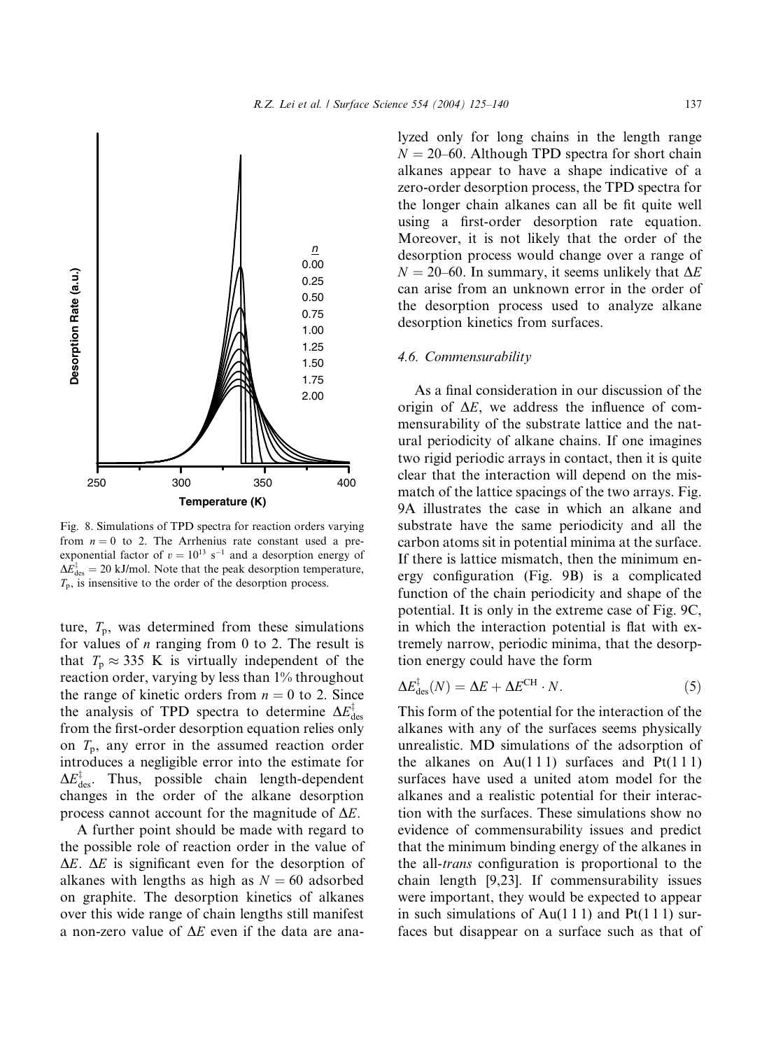Fig. 8. Simulations of TPD spectra for reaction orders varying from $n = 0$ to 2. The Arrhenius rate constant used a pre-exponential factor of $v = 10^{13}$ s$^{-1}$ and a desorption energy of $\Delta E^{\ddagger}_{\text{des}} = 20$ kJ/mol. Note that the peak desorption temperature, $T_p$, is insensitive to the order of the desorption process.

ture, $T_p$, was determined from these simulations for values of $n$ ranging from 0 to 2. The result is that $T_p \approx 335$ K is virtually independent of the reaction order, varying by less than 1% throughout the range of kinetic orders from $n = 0$ to 2. Since the analysis of TPD spectra to determine $\Delta E^{\ddagger}_{\text{des}}$ from the first-order desorption equation relies only on $T_p$, any error in the assumed reaction order introduces a negligible error into the estimate for $\Delta E^{\ddagger}_{\text{des}}$. Thus, possible chain length-dependent changes in the order of the alkane desorption process cannot account for the magnitude of $\Delta E$.

A further point should be made with regard to the possible role of reaction order in the value of $\Delta E$. $\Delta E$ is significant even for the desorption of alkanes with lengths as high as $N = 60$ adsorbed on graphite. The desorption kinetics of alkanes over this wide range of chain lengths still manifest a non-zero value of $\Delta E$ even if the data are analyzed only for long chains in the length range $N = 20$–60. Although TPD spectra for short chain alkanes appear to have a shape indicative of a zero-order desorption process, the TPD spectra for the longer chain alkanes can all be fit quite well using a first-order desorption rate equation. Moreover, it is not likely that the order of the desorption process would change over a range of $N = 20$–60. In summary, it seems unlikely that $\Delta E$ can arise from an unknown error in the order of the desorption process used to analyze alkane desorption kinetics from surfaces.

### 4.6. Commensurability

As a final consideration in our discussion of the origin of $\Delta E$, we address the influence of commensurability of the substrate lattice and the natural periodicity of alkane chains. If one imagines two rigid periodic arrays in contact, then it is quite clear that the interaction will depend on the mismatch of the lattice spacings of the two arrays. Fig. 9A illustrates the case in which an alkane and substrate have the same periodicity and all the carbon atoms sit in potential minima at the surface. If there is lattice mismatch, then the minimum energy configuration (Fig. 9B) is a complicated function of the chain periodicity and shape of the potential. It is only in the extreme case of Fig. 9C, in which the interaction potential is flat with extremely narrow, periodic minima, that the desorption energy could have the form

$$\Delta E^{\ddagger}_{\text{des}}(N) = \Delta E + \Delta E^{\text{CH}} \cdot N. \tag{5}$$

This form of the potential for the interaction of the alkanes with any of the surfaces seems physically unrealistic. MD simulations of the adsorption of the alkanes on Au(1 1 1) surfaces and Pt(1 1 1) surfaces have used a united atom model for the alkanes and a realistic potential for their interaction with the surfaces. These simulations show no evidence of commensurability issues and predict that the minimum binding energy of the alkanes in the all-*trans* configuration is proportional to the chain length [9,23]. If commensurability issues were important, they would be expected to appear in such simulations of Au(1 1 1) and Pt(1 1 1) surfaces but disappear on a surface such as that of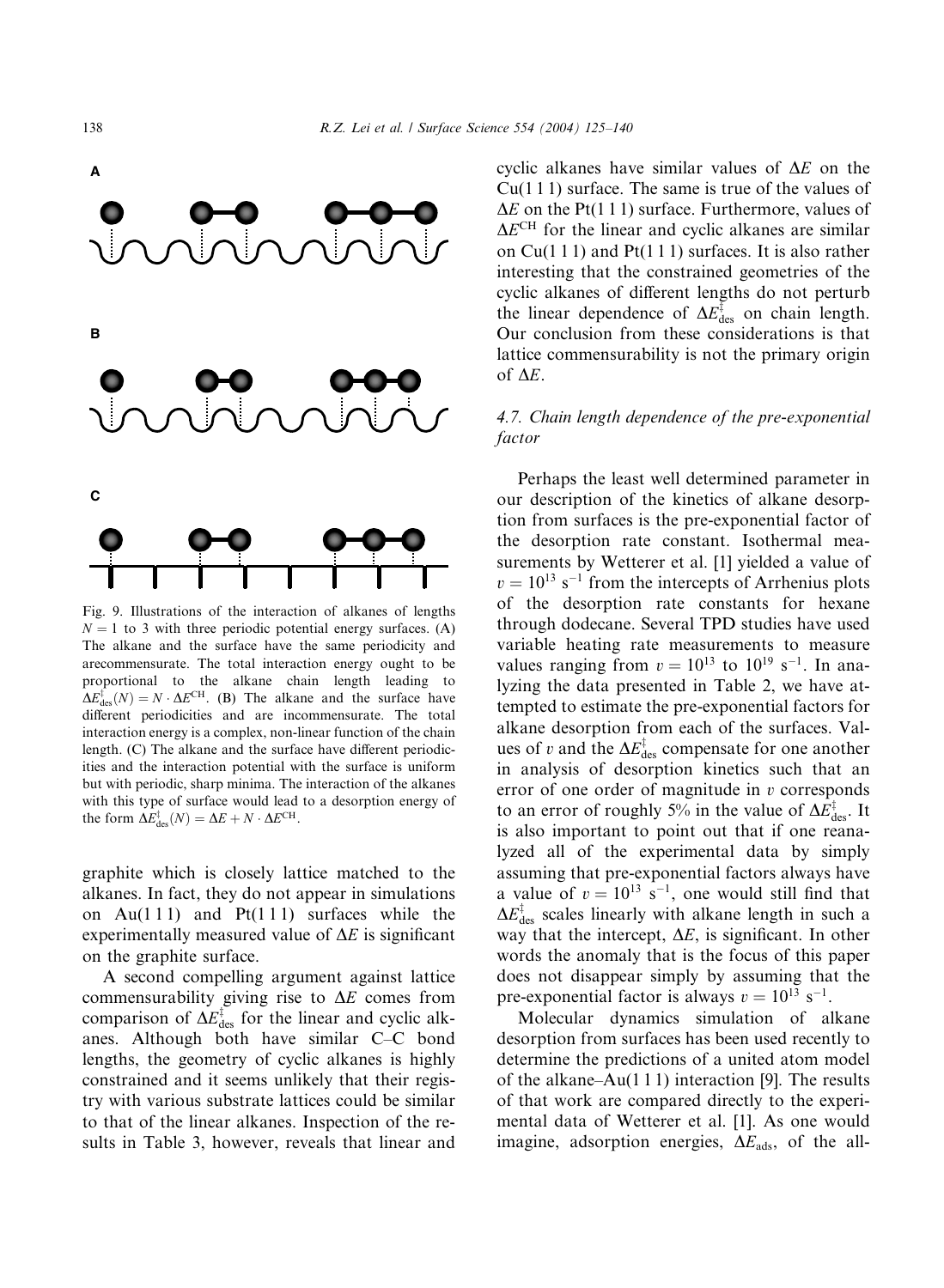Fig. 9. Illustrations of the interaction of alkanes of lengths $N = 1$ to 3 with three periodic potential energy surfaces. (A) The alkane and the surface have the same periodicity and arecommensurate. The total interaction energy ought to be proportional to the alkane chain length leading to $\Delta E^{\ddagger}_{\text{des}}(N) = N \cdot \Delta E^{\text{CH}}$. (B) The alkane and the surface have different periodicities and are incommensurate. The total interaction energy is a complex, non-linear function of the chain length. (C) The alkane and the surface have different periodicities and the interaction potential with the surface is uniform but with periodic, sharp minima. The interaction of the alkanes with this type of surface would lead to a desorption energy of the form $\Delta E^{\ddagger}_{\text{des}}(N) = \Delta E + N \cdot \Delta E^{\text{CH}}$.

graphite which is closely lattice matched to the alkanes. In fact, they do not appear in simulations on Au(1 1 1) and Pt(1 1 1) surfaces while the experimentally measured value of $\Delta E$ is significant on the graphite surface.

A second compelling argument against lattice commensurability giving rise to $\Delta E$ comes from comparison of $\Delta E^{\ddagger}_{\text{des}}$ for the linear and cyclic alkanes. Although both have similar C–C bond lengths, the geometry of cyclic alkanes is highly constrained and it seems unlikely that their registry with various substrate lattices could be similar to that of the linear alkanes. Inspection of the results in Table 3, however, reveals that linear and cyclic alkanes have similar values of $\Delta E$ on the Cu(1 1 1) surface. The same is true of the values of $\Delta E$ on the Pt(1 1 1) surface. Furthermore, values of $\Delta E^{\text{CH}}$ for the linear and cyclic alkanes are similar on Cu(1 1 1) and Pt(1 1 1) surfaces. It is also rather interesting that the constrained geometries of the cyclic alkanes of different lengths do not perturb the linear dependence of $\Delta E^{\ddagger}_{\text{des}}$ on chain length. Our conclusion from these considerations is that lattice commensurability is not the primary origin of $\Delta E$.

### 4.7. Chain length dependence of the pre-exponential factor

Perhaps the least well determined parameter in our description of the kinetics of alkane desorption from surfaces is the pre-exponential factor of the desorption rate constant. Isothermal measurements by Wetterer et al. [1] yielded a value of $v = 10^{13}\ \text{s}^{-1}$ from the intercepts of Arrhenius plots of the desorption rate constants for hexane through dodecane. Several TPD studies have used variable heating rate measurements to measure values ranging from $v = 10^{13}$ to $10^{19}\ \text{s}^{-1}$. In analyzing the data presented in Table 2, we have attempted to estimate the pre-exponential factors for alkane desorption from each of the surfaces. Values of $v$ and the $\Delta E^{\ddagger}_{\text{des}}$ compensate for one another in analysis of desorption kinetics such that an error of one order of magnitude in $v$ corresponds to an error of roughly 5% in the value of $\Delta E^{\ddagger}_{\text{des}}$. It is also important to point out that if one reanalyzed all of the experimental data by simply assuming that pre-exponential factors always have a value of $v = 10^{13}\ \text{s}^{-1}$, one would still find that $\Delta E^{\ddagger}_{\text{des}}$ scales linearly with alkane length in such a way that the intercept, $\Delta E$, is significant. In other words the anomaly that is the focus of this paper does not disappear simply by assuming that the pre-exponential factor is always $v = 10^{13}\ \text{s}^{-1}$.

Molecular dynamics simulation of alkane desorption from surfaces has been used recently to determine the predictions of a united atom model of the alkane–Au(1 1 1) interaction [9]. The results of that work are compared directly to the experimental data of Wetterer et al. [1]. As one would imagine, adsorption energies, $\Delta E_{\text{ads}}$, of the all-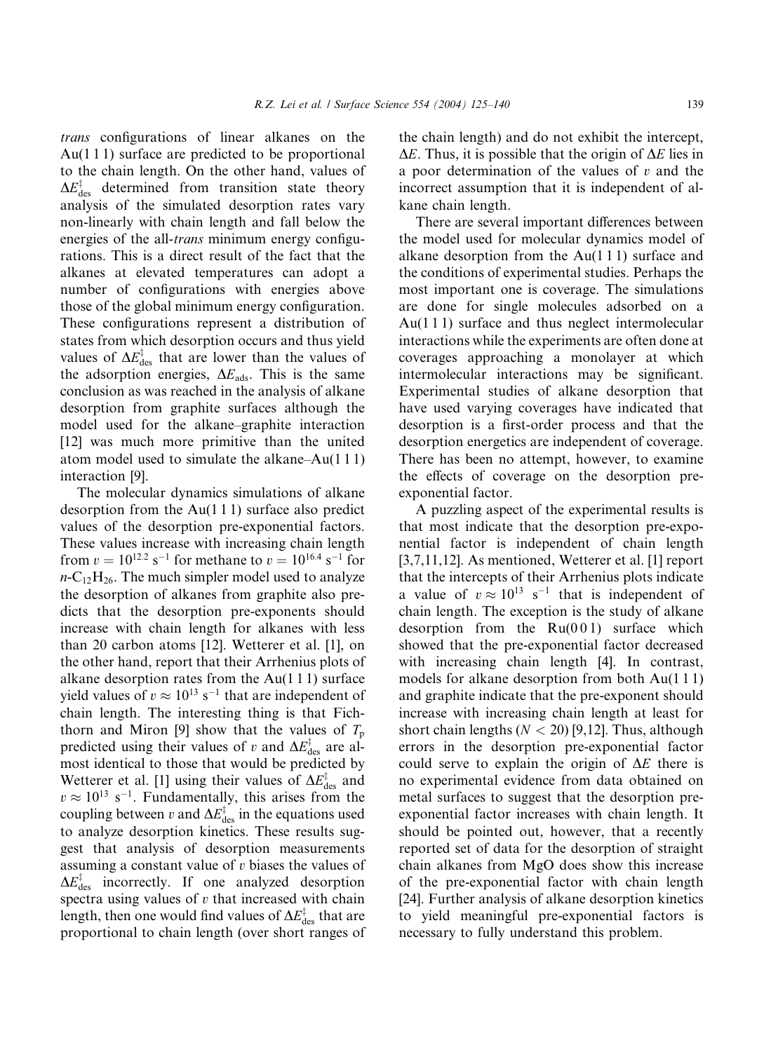*trans* configurations of linear alkanes on the Au(1 1 1) surface are predicted to be proportional to the chain length. On the other hand, values of $\Delta E^{\ddagger}_{des}$ determined from transition state theory analysis of the simulated desorption rates vary non-linearly with chain length and fall below the energies of the all-*trans* minimum energy configurations. This is a direct result of the fact that the alkanes at elevated temperatures can adopt a number of configurations with energies above those of the global minimum energy configuration. These configurations represent a distribution of states from which desorption occurs and thus yield values of $\Delta E^{\ddagger}_{des}$ that are lower than the values of the adsorption energies, $\Delta E_{ads}$. This is the same conclusion as was reached in the analysis of alkane desorption from graphite surfaces although the model used for the alkane–graphite interaction [12] was much more primitive than the united atom model used to simulate the alkane–Au(1 1 1) interaction [9].

The molecular dynamics simulations of alkane desorption from the Au(1 1 1) surface also predict values of the desorption pre-exponential factors. These values increase with increasing chain length from $v = 10^{12.2}$ s$^{-1}$ for methane to $v = 10^{16.4}$ s$^{-1}$ for $n$-$C_{12}H_{26}$. The much simpler model used to analyze the desorption of alkanes from graphite also predicts that the desorption pre-exponents should increase with chain length for alkanes with less than 20 carbon atoms [12]. Wetterer et al. [1], on the other hand, report that their Arrhenius plots of alkane desorption rates from the Au(1 1 1) surface yield values of $v \approx 10^{13}$ s$^{-1}$ that are independent of chain length. The interesting thing is that Fichthorn and Miron [9] show that the values of $T_p$ predicted using their values of $v$ and $\Delta E^{\ddagger}_{des}$ are almost identical to those that would be predicted by Wetterer et al. [1] using their values of $\Delta E^{\ddagger}_{des}$ and $v \approx 10^{13}$ s$^{-1}$. Fundamentally, this arises from the coupling between $v$ and $\Delta E^{\ddagger}_{des}$ in the equations used to analyze desorption kinetics. These results suggest that analysis of desorption measurements assuming a constant value of $v$ biases the values of $\Delta E^{\ddagger}_{des}$ incorrectly. If one analyzed desorption spectra using values of $v$ that increased with chain length, then one would find values of $\Delta E^{\ddagger}_{des}$ that are proportional to chain length (over short ranges of the chain length) and do not exhibit the intercept, $\Delta E$. Thus, it is possible that the origin of $\Delta E$ lies in a poor determination of the values of $v$ and the incorrect assumption that it is independent of alkane chain length.

There are several important differences between the model used for molecular dynamics model of alkane desorption from the Au(1 1 1) surface and the conditions of experimental studies. Perhaps the most important one is coverage. The simulations are done for single molecules adsorbed on a Au(1 1 1) surface and thus neglect intermolecular interactions while the experiments are often done at coverages approaching a monolayer at which intermolecular interactions may be significant. Experimental studies of alkane desorption that have used varying coverages have indicated that desorption is a first-order process and that the desorption energetics are independent of coverage. There has been no attempt, however, to examine the effects of coverage on the desorption pre-exponential factor.

A puzzling aspect of the experimental results is that most indicate that the desorption pre-exponential factor is independent of chain length [3,7,11,12]. As mentioned, Wetterer et al. [1] report that the intercepts of their Arrhenius plots indicate a value of $v \approx 10^{13}$ s$^{-1}$ that is independent of chain length. The exception is the study of alkane desorption from the Ru(0 0 1) surface which showed that the pre-exponential factor decreased with increasing chain length [4]. In contrast, models for alkane desorption from both Au(1 1 1) and graphite indicate that the pre-exponent should increase with increasing chain length at least for short chain lengths ($N < 20$) [9,12]. Thus, although errors in the desorption pre-exponential factor could serve to explain the origin of $\Delta E$ there is no experimental evidence from data obtained on metal surfaces to suggest that the desorption pre-exponential factor increases with chain length. It should be pointed out, however, that a recently reported set of data for the desorption of straight chain alkanes from MgO does show this increase of the pre-exponential factor with chain length [24]. Further analysis of alkane desorption kinetics to yield meaningful pre-exponential factors is necessary to fully understand this problem.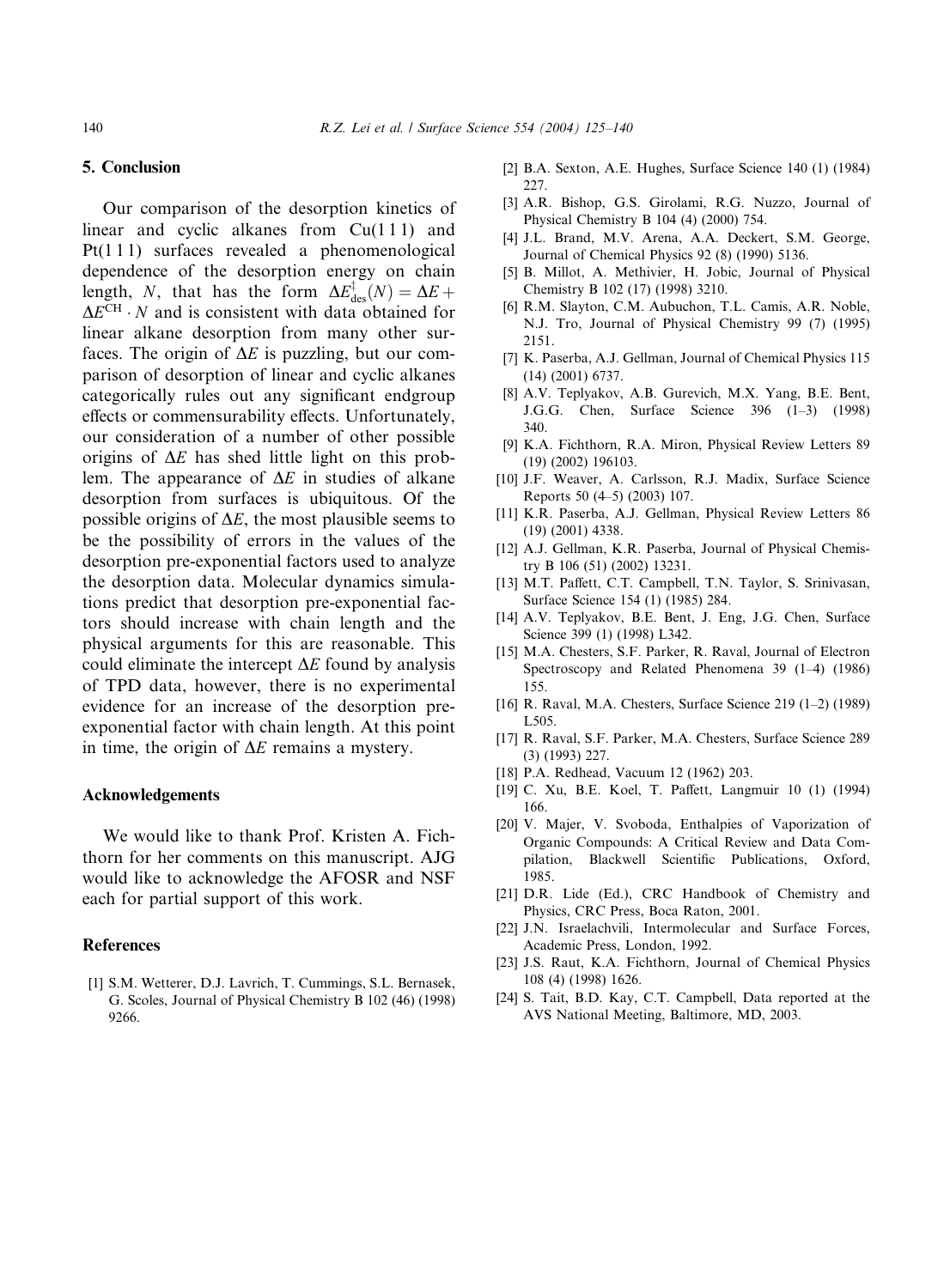## 5. Conclusion

Our comparison of the desorption kinetics of linear and cyclic alkanes from Cu(1 1 1) and Pt(1 1 1) surfaces revealed a phenomenological dependence of the desorption energy on chain length, $N$, that has the form $\Delta E_{\rm des}^{\ddagger}(N) = \Delta E + \Delta E^{\rm CH} \cdot N$ and is consistent with data obtained for linear alkane desorption from many other surfaces. The origin of $\Delta E$ is puzzling, but our comparison of desorption of linear and cyclic alkanes categorically rules out any significant endgroup effects or commensurability effects. Unfortunately, our consideration of a number of other possible origins of $\Delta E$ has shed little light on this problem. The appearance of $\Delta E$ in studies of alkane desorption from surfaces is ubiquitous. Of the possible origins of $\Delta E$, the most plausible seems to be the possibility of errors in the values of the desorption pre-exponential factors used to analyze the desorption data. Molecular dynamics simulations predict that desorption pre-exponential factors should increase with chain length and the physical arguments for this are reasonable. This could eliminate the intercept $\Delta E$ found by analysis of TPD data, however, there is no experimental evidence for an increase of the desorption pre-exponential factor with chain length. At this point in time, the origin of $\Delta E$ remains a mystery.

## Acknowledgements

We would like to thank Prof. Kristen A. Fichthorn for her comments on this manuscript. AJG would like to acknowledge the AFOSR and NSF each for partial support of this work.

## References

[1] S.M. Wetterer, D.J. Lavrich, T. Cummings, S.L. Bernasek, G. Scoles, Journal of Physical Chemistry B 102 (46) (1998) 9266.

[2] B.A. Sexton, A.E. Hughes, Surface Science 140 (1) (1984) 227.

[3] A.R. Bishop, G.S. Girolami, R.G. Nuzzo, Journal of Physical Chemistry B 104 (4) (2000) 754.

[4] J.L. Brand, M.V. Arena, A.A. Deckert, S.M. George, Journal of Chemical Physics 92 (8) (1990) 5136.

[5] B. Millot, A. Methivier, H. Jobic, Journal of Physical Chemistry B 102 (17) (1998) 3210.

[6] R.M. Slayton, C.M. Aubuchon, T.L. Camis, A.R. Noble, N.J. Tro, Journal of Physical Chemistry 99 (7) (1995) 2151.

[7] K. Paserba, A.J. Gellman, Journal of Chemical Physics 115 (14) (2001) 6737.

[8] A.V. Teplyakov, A.B. Gurevich, M.X. Yang, B.E. Bent, J.G.G. Chen, Surface Science 396 (1–3) (1998) 340.

[9] K.A. Fichthorn, R.A. Miron, Physical Review Letters 89 (19) (2002) 196103.

[10] J.F. Weaver, A. Carlsson, R.J. Madix, Surface Science Reports 50 (4–5) (2003) 107.

[11] K.R. Paserba, A.J. Gellman, Physical Review Letters 86 (19) (2001) 4338.

[12] A.J. Gellman, K.R. Paserba, Journal of Physical Chemistry B 106 (51) (2002) 13231.

[13] M.T. Paffett, C.T. Campbell, T.N. Taylor, S. Srinivasan, Surface Science 154 (1) (1985) 284.

[14] A.V. Teplyakov, B.E. Bent, J. Eng, J.G. Chen, Surface Science 399 (1) (1998) L342.

[15] M.A. Chesters, S.F. Parker, R. Raval, Journal of Electron Spectroscopy and Related Phenomena 39 (1–4) (1986) 155.

[16] R. Raval, M.A. Chesters, Surface Science 219 (1–2) (1989) L505.

[17] R. Raval, S.F. Parker, M.A. Chesters, Surface Science 289 (3) (1993) 227.

[18] P.A. Redhead, Vacuum 12 (1962) 203.

[19] C. Xu, B.E. Koel, T. Paffett, Langmuir 10 (1) (1994) 166.

[20] V. Majer, V. Svoboda, Enthalpies of Vaporization of Organic Compounds: A Critical Review and Data Compilation, Blackwell Scientific Publications, Oxford, 1985.

[21] D.R. Lide (Ed.), CRC Handbook of Chemistry and Physics, CRC Press, Boca Raton, 2001.

[22] J.N. Israelachvili, Intermolecular and Surface Forces, Academic Press, London, 1992.

[23] J.S. Raut, K.A. Fichthorn, Journal of Chemical Physics 108 (4) (1998) 1626.

[24] S. Tait, B.D. Kay, C.T. Campbell, Data reported at the AVS National Meeting, Baltimore, MD, 2003.